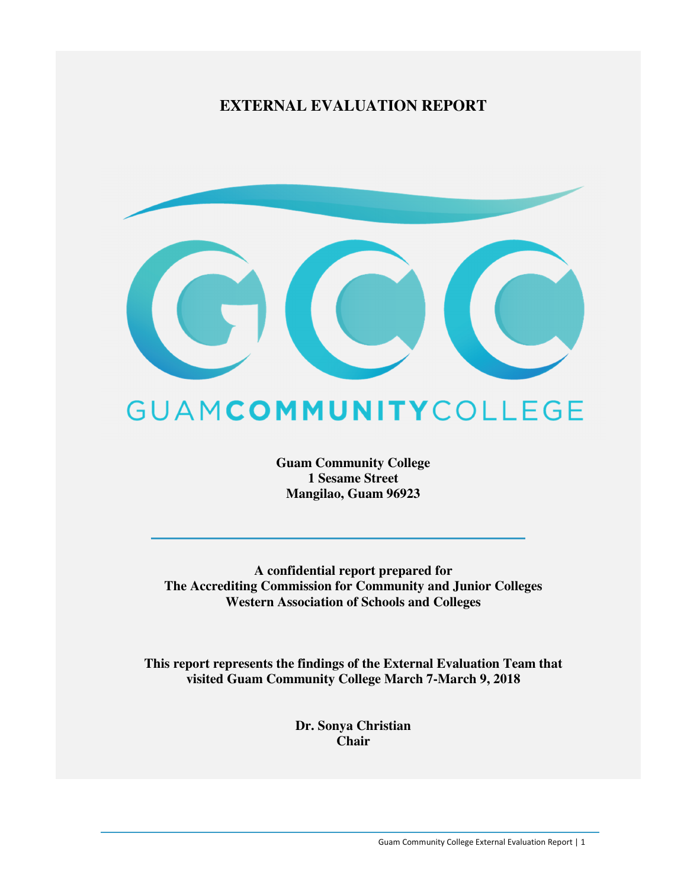# EXTERNAL EVALUATION REPORT

GUAM**COMMUNITY**COLLEGE

**Guam Community College**
**1 Sesame Street**
**Mangilao, Guam 96923**

---

**A confidential report prepared for**
**The Accrediting Commission for Community and Junior Colleges**
**Western Association of Schools and Colleges**

**This report represents the findings of the External Evaluation Team that visited Guam Community College March 7-March 9, 2018**

**Dr. Sonya Christian**
**Chair**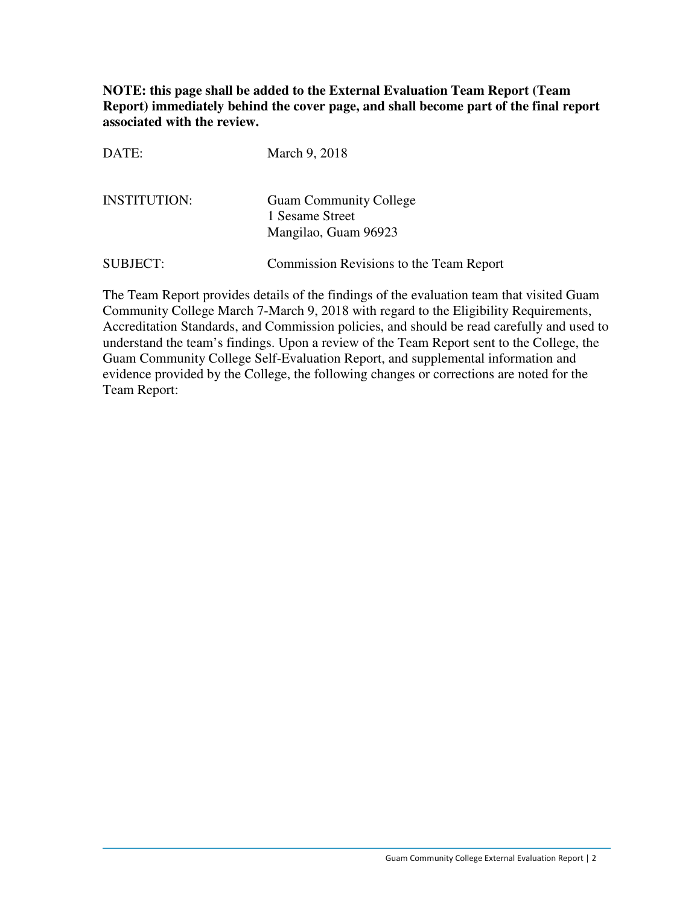**NOTE: this page shall be added to the External Evaluation Team Report (Team Report) immediately behind the cover page, and shall become part of the final report associated with the review.**

DATE: March 9, 2018

INSTITUTION: Guam Community College
1 Sesame Street
Mangilao, Guam 96923

SUBJECT: Commission Revisions to the Team Report

The Team Report provides details of the findings of the evaluation team that visited Guam Community College March 7-March 9, 2018 with regard to the Eligibility Requirements, Accreditation Standards, and Commission policies, and should be read carefully and used to understand the team's findings. Upon a review of the Team Report sent to the College, the Guam Community College Self-Evaluation Report, and supplemental information and evidence provided by the College, the following changes or corrections are noted for the Team Report: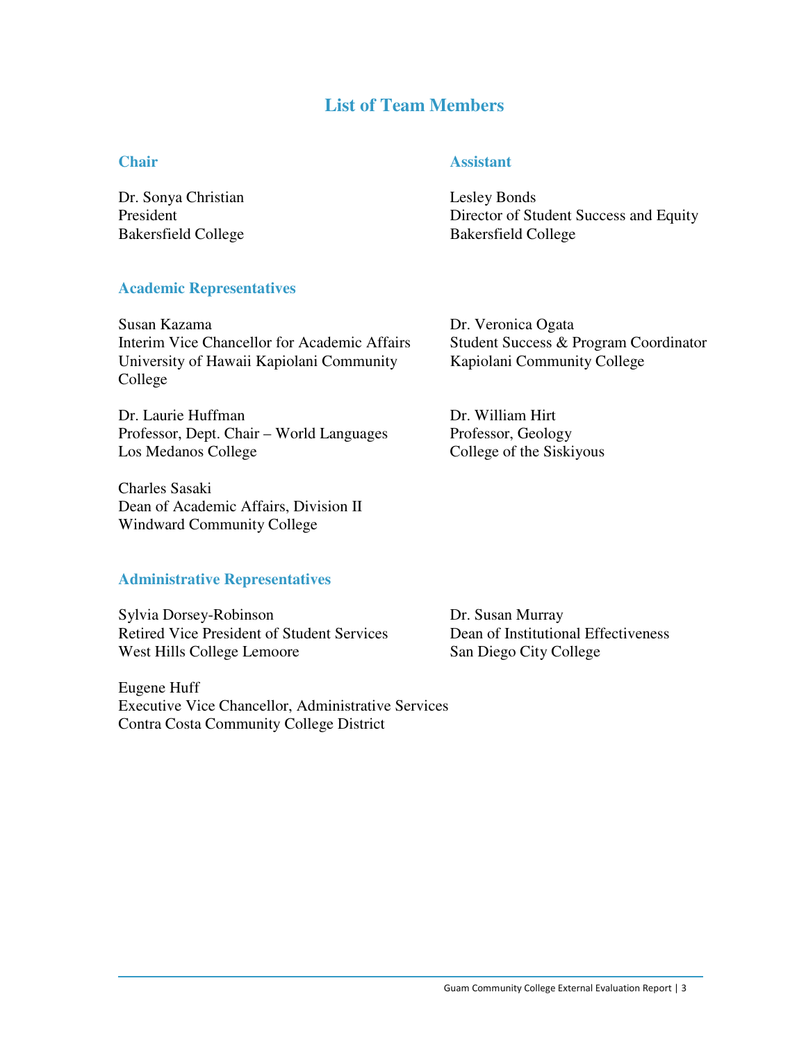# List of Team Members

## Chair

Dr. Sonya Christian
President
Bakersfield College

## Assistant

Lesley Bonds
Director of Student Success and Equity
Bakersfield College

## Academic Representatives

Susan Kazama
Interim Vice Chancellor for Academic Affairs
University of Hawaii Kapiolani Community College

Dr. Veronica Ogata
Student Success & Program Coordinator
Kapiolani Community College

Dr. Laurie Huffman
Professor, Dept. Chair – World Languages
Los Medanos College

Dr. William Hirt
Professor, Geology
College of the Siskiyous

Charles Sasaki
Dean of Academic Affairs, Division II
Windward Community College

## Administrative Representatives

Sylvia Dorsey-Robinson
Retired Vice President of Student Services
West Hills College Lemoore

Dr. Susan Murray
Dean of Institutional Effectiveness
San Diego City College

Eugene Huff
Executive Vice Chancellor, Administrative Services
Contra Costa Community College District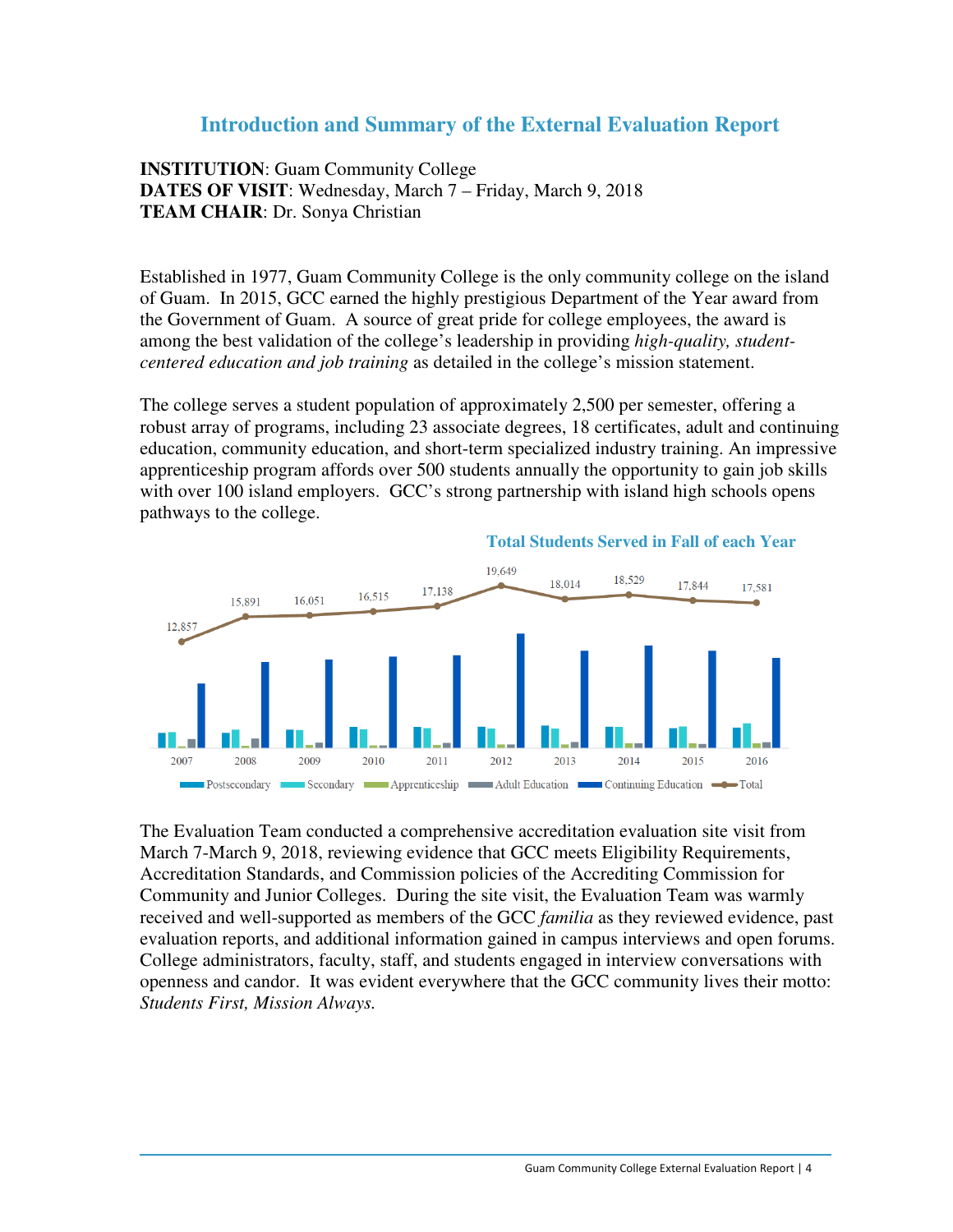## Introduction and Summary of the External Evaluation Report

**INSTITUTION**: Guam Community College
**DATES OF VISIT**: Wednesday, March 7 – Friday, March 9, 2018
**TEAM CHAIR**: Dr. Sonya Christian

Established in 1977, Guam Community College is the only community college on the island of Guam. In 2015, GCC earned the highly prestigious Department of the Year award from the Government of Guam. A source of great pride for college employees, the award is among the best validation of the college's leadership in providing *high-quality, student-centered education and job training* as detailed in the college's mission statement.

The college serves a student population of approximately 2,500 per semester, offering a robust array of programs, including 23 associate degrees, 18 certificates, adult and continuing education, community education, and short-term specialized industry training. An impressive apprenticeship program affords over 500 students annually the opportunity to gain job skills with over 100 island employers. GCC's strong partnership with island high schools opens pathways to the college.

**Total Students Served in Fall of each Year**

| Year | Total |
|---|---|
| 2007 | 12,857 |
| 2008 | 15,891 |
| 2009 | 16,051 |
| 2010 | 16,515 |
| 2011 | 17,138 |
| 2012 | 19,649 |
| 2013 | 18,014 |
| 2014 | 18,529 |
| 2015 | 17,844 |
| 2016 | 17,581 |

Postsecondary | Secondary | Apprenticeship | Adult Education | Continuing Education | Total

The Evaluation Team conducted a comprehensive accreditation evaluation site visit from March 7-March 9, 2018, reviewing evidence that GCC meets Eligibility Requirements, Accreditation Standards, and Commission policies of the Accrediting Commission for Community and Junior Colleges. During the site visit, the Evaluation Team was warmly received and well-supported as members of the GCC *familia* as they reviewed evidence, past evaluation reports, and additional information gained in campus interviews and open forums. College administrators, faculty, staff, and students engaged in interview conversations with openness and candor. It was evident everywhere that the GCC community lives their motto: *Students First, Mission Always.*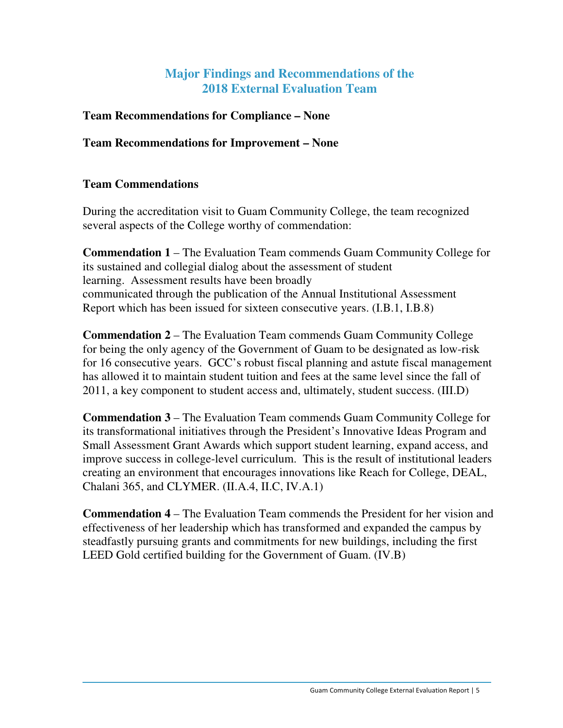# Major Findings and Recommendations of the 2018 External Evaluation Team

**Team Recommendations for Compliance – None**

**Team Recommendations for Improvement – None**

**Team Commendations**

During the accreditation visit to Guam Community College, the team recognized several aspects of the College worthy of commendation:

**Commendation 1** – The Evaluation Team commends Guam Community College for its sustained and collegial dialog about the assessment of student learning. Assessment results have been broadly communicated through the publication of the Annual Institutional Assessment Report which has been issued for sixteen consecutive years. (I.B.1, I.B.8)

**Commendation 2** – The Evaluation Team commends Guam Community College for being the only agency of the Government of Guam to be designated as low-risk for 16 consecutive years. GCC's robust fiscal planning and astute fiscal management has allowed it to maintain student tuition and fees at the same level since the fall of 2011, a key component to student access and, ultimately, student success. (III.D)

**Commendation 3** – The Evaluation Team commends Guam Community College for its transformational initiatives through the President's Innovative Ideas Program and Small Assessment Grant Awards which support student learning, expand access, and improve success in college-level curriculum. This is the result of institutional leaders creating an environment that encourages innovations like Reach for College, DEAL, Chalani 365, and CLYMER. (II.A.4, II.C, IV.A.1)

**Commendation 4** – The Evaluation Team commends the President for her vision and effectiveness of her leadership which has transformed and expanded the campus by steadfastly pursuing grants and commitments for new buildings, including the first LEED Gold certified building for the Government of Guam. (IV.B)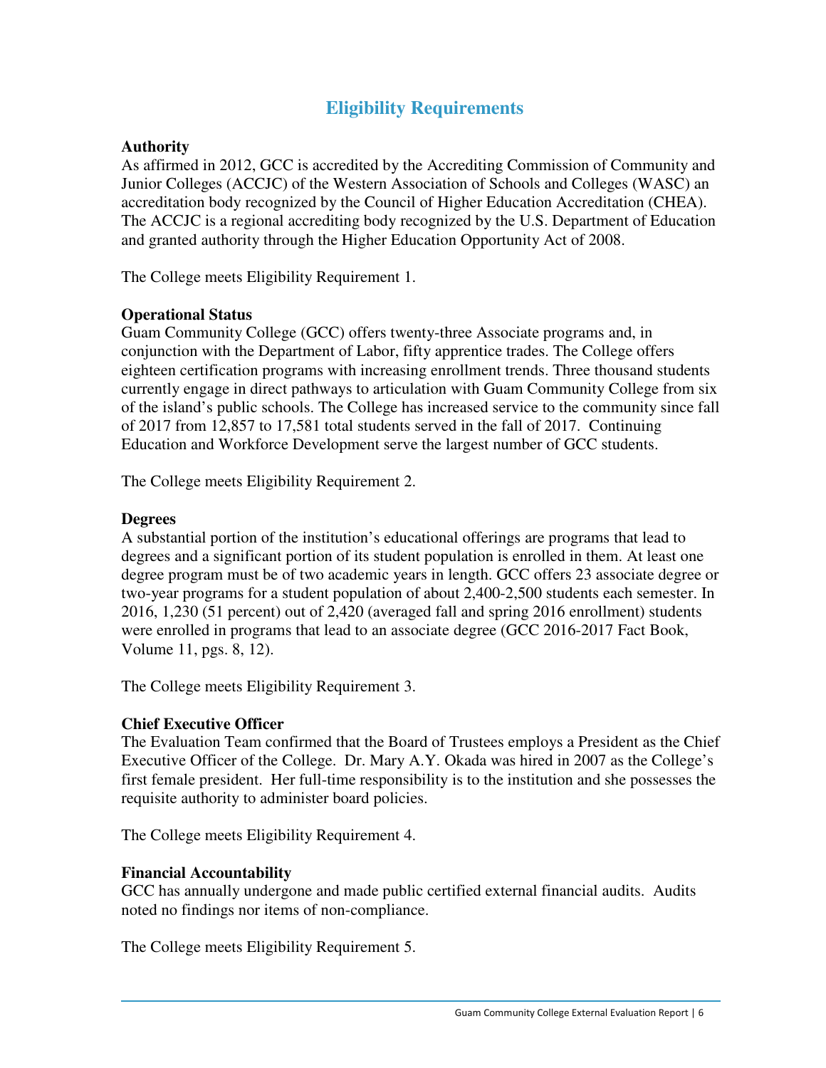## Eligibility Requirements

**Authority**

As affirmed in 2012, GCC is accredited by the Accrediting Commission of Community and Junior Colleges (ACCJC) of the Western Association of Schools and Colleges (WASC) an accreditation body recognized by the Council of Higher Education Accreditation (CHEA). The ACCJC is a regional accrediting body recognized by the U.S. Department of Education and granted authority through the Higher Education Opportunity Act of 2008.

The College meets Eligibility Requirement 1.

**Operational Status**

Guam Community College (GCC) offers twenty-three Associate programs and, in conjunction with the Department of Labor, fifty apprentice trades. The College offers eighteen certification programs with increasing enrollment trends. Three thousand students currently engage in direct pathways to articulation with Guam Community College from six of the island's public schools. The College has increased service to the community since fall of 2017 from 12,857 to 17,581 total students served in the fall of 2017. Continuing Education and Workforce Development serve the largest number of GCC students.

The College meets Eligibility Requirement 2.

**Degrees**

A substantial portion of the institution's educational offerings are programs that lead to degrees and a significant portion of its student population is enrolled in them. At least one degree program must be of two academic years in length. GCC offers 23 associate degree or two-year programs for a student population of about 2,400-2,500 students each semester. In 2016, 1,230 (51 percent) out of 2,420 (averaged fall and spring 2016 enrollment) students were enrolled in programs that lead to an associate degree (GCC 2016-2017 Fact Book, Volume 11, pgs. 8, 12).

The College meets Eligibility Requirement 3.

**Chief Executive Officer**

The Evaluation Team confirmed that the Board of Trustees employs a President as the Chief Executive Officer of the College. Dr. Mary A.Y. Okada was hired in 2007 as the College's first female president. Her full-time responsibility is to the institution and she possesses the requisite authority to administer board policies.

The College meets Eligibility Requirement 4.

**Financial Accountability**

GCC has annually undergone and made public certified external financial audits. Audits noted no findings nor items of non-compliance.

The College meets Eligibility Requirement 5.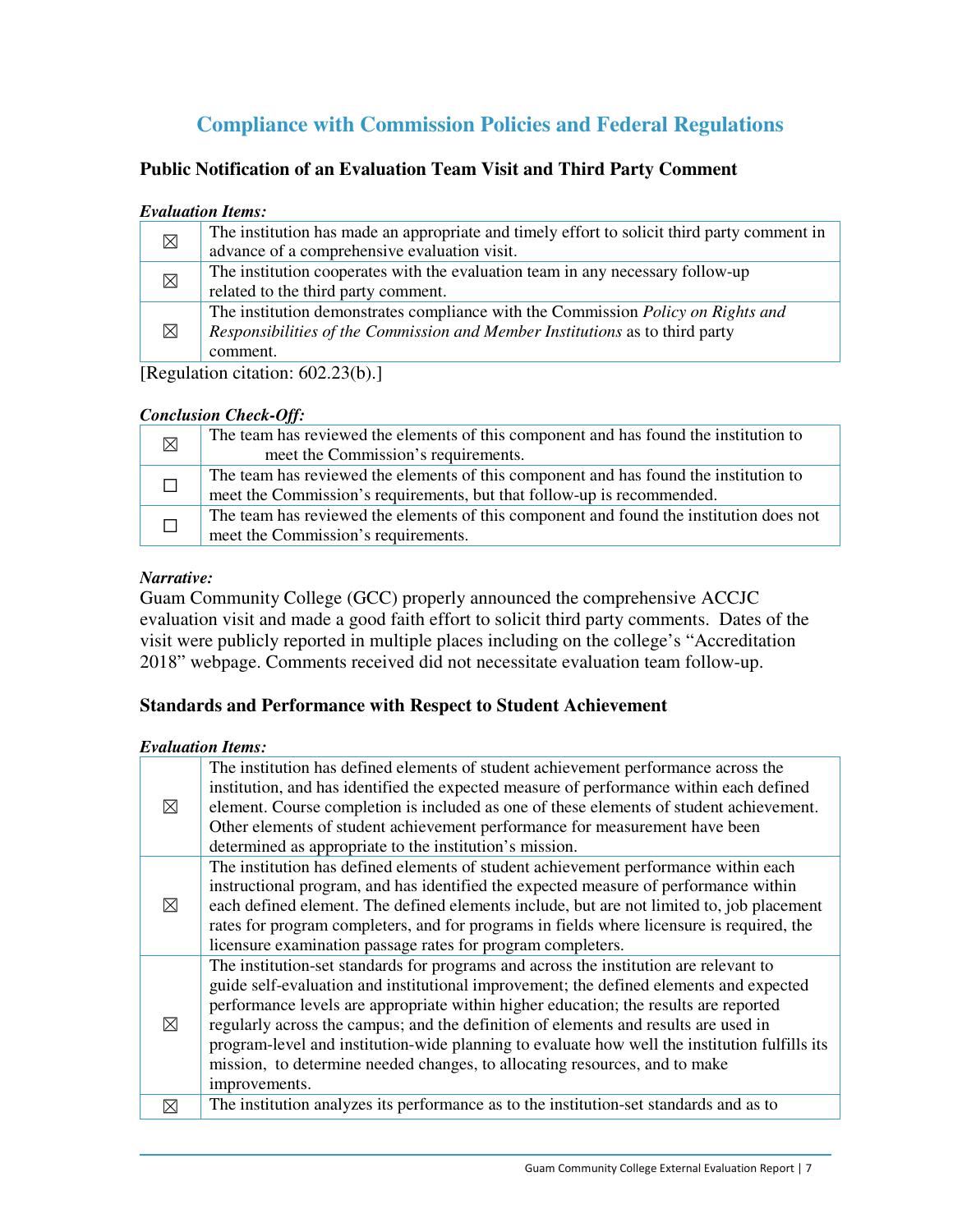## Compliance with Commission Policies and Federal Regulations

### Public Notification of an Evaluation Team Visit and Third Party Comment

***Evaluation Items:***

| | |
|---|---|
| ☒ | The institution has made an appropriate and timely effort to solicit third party comment in advance of a comprehensive evaluation visit. |
| ☒ | The institution cooperates with the evaluation team in any necessary follow-up related to the third party comment. |
| ☒ | The institution demonstrates compliance with the Commission *Policy on Rights and Responsibilities of the Commission and Member Institutions* as to third party comment. |

[Regulation citation: 602.23(b).]

***Conclusion Check-Off:***

| | |
|---|---|
| ☒ | The team has reviewed the elements of this component and has found the institution to meet the Commission's requirements. |
| ☐ | The team has reviewed the elements of this component and has found the institution to meet the Commission's requirements, but that follow-up is recommended. |
| ☐ | The team has reviewed the elements of this component and found the institution does not meet the Commission's requirements. |

***Narrative:***

Guam Community College (GCC) properly announced the comprehensive ACCJC evaluation visit and made a good faith effort to solicit third party comments. Dates of the visit were publicly reported in multiple places including on the college's "Accreditation 2018" webpage. Comments received did not necessitate evaluation team follow-up.

### Standards and Performance with Respect to Student Achievement

***Evaluation Items:***

| | |
|---|---|
| ☒ | The institution has defined elements of student achievement performance across the institution, and has identified the expected measure of performance within each defined element. Course completion is included as one of these elements of student achievement. Other elements of student achievement performance for measurement have been determined as appropriate to the institution's mission. |
| ☒ | The institution has defined elements of student achievement performance within each instructional program, and has identified the expected measure of performance within each defined element. The defined elements include, but are not limited to, job placement rates for program completers, and for programs in fields where licensure is required, the licensure examination passage rates for program completers. |
| ☒ | The institution-set standards for programs and across the institution are relevant to guide self-evaluation and institutional improvement; the defined elements and expected performance levels are appropriate within higher education; the results are reported regularly across the campus; and the definition of elements and results are used in program-level and institution-wide planning to evaluate how well the institution fulfills its mission, to determine needed changes, to allocating resources, and to make improvements. |
| ☒ | The institution analyzes its performance as to the institution-set standards and as to |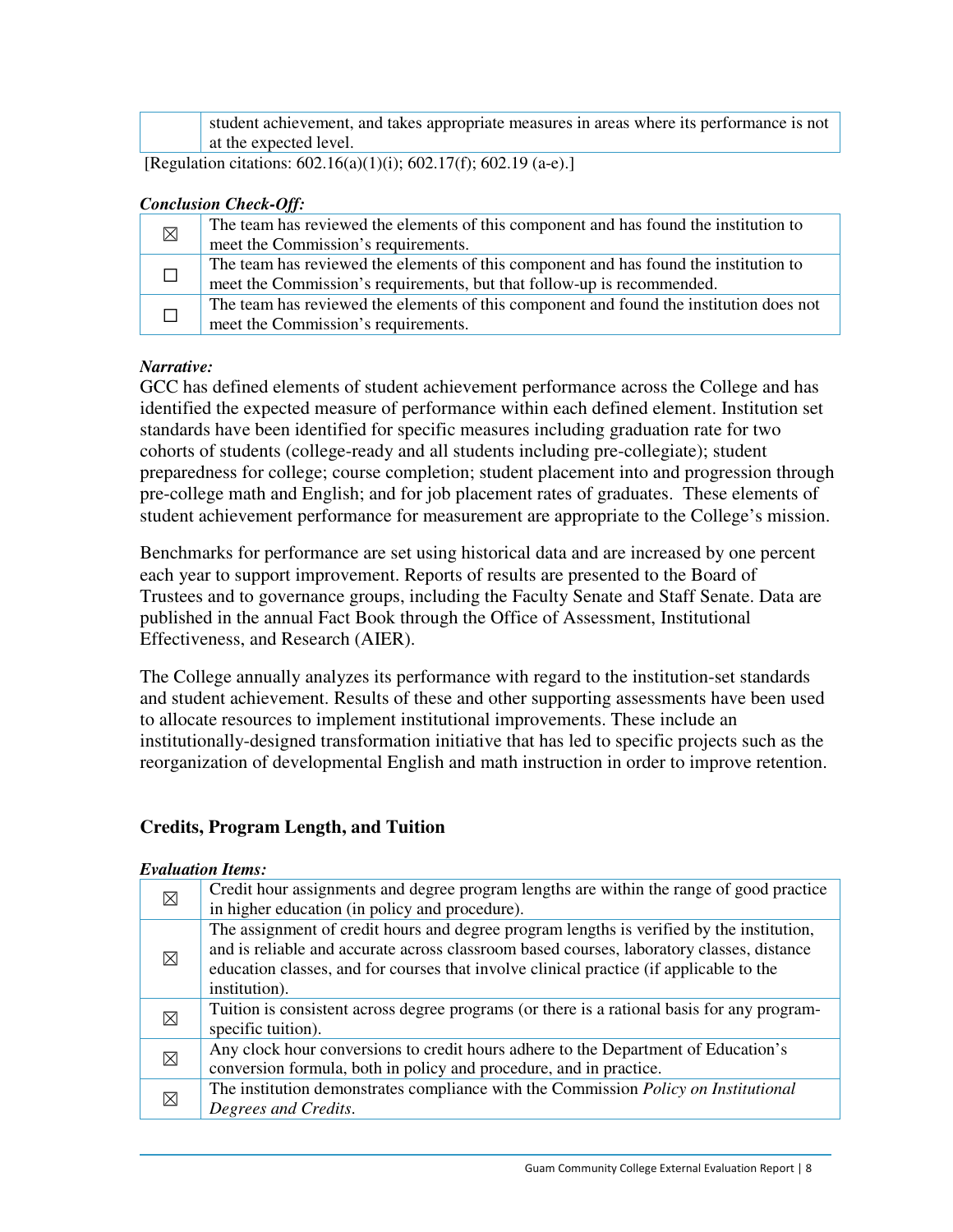| | student achievement, and takes appropriate measures in areas where its performance is not at the expected level. |
|---|---|

[Regulation citations: 602.16(a)(1)(i); 602.17(f); 602.19 (a-e).]

***Conclusion Check-Off:***

| | |
|---|---|
| ☒ | The team has reviewed the elements of this component and has found the institution to meet the Commission's requirements. |
| ☐ | The team has reviewed the elements of this component and has found the institution to meet the Commission's requirements, but that follow-up is recommended. |
| ☐ | The team has reviewed the elements of this component and found the institution does not meet the Commission's requirements. |

***Narrative:***

GCC has defined elements of student achievement performance across the College and has identified the expected measure of performance within each defined element. Institution set standards have been identified for specific measures including graduation rate for two cohorts of students (college-ready and all students including pre-collegiate); student preparedness for college; course completion; student placement into and progression through pre-college math and English; and for job placement rates of graduates. These elements of student achievement performance for measurement are appropriate to the College's mission.

Benchmarks for performance are set using historical data and are increased by one percent each year to support improvement. Reports of results are presented to the Board of Trustees and to governance groups, including the Faculty Senate and Staff Senate. Data are published in the annual Fact Book through the Office of Assessment, Institutional Effectiveness, and Research (AIER).

The College annually analyzes its performance with regard to the institution-set standards and student achievement. Results of these and other supporting assessments have been used to allocate resources to implement institutional improvements. These include an institutionally-designed transformation initiative that has led to specific projects such as the reorganization of developmental English and math instruction in order to improve retention.

## Credits, Program Length, and Tuition

***Evaluation Items:***

| | |
|---|---|
| ☒ | Credit hour assignments and degree program lengths are within the range of good practice in higher education (in policy and procedure). |
| ☒ | The assignment of credit hours and degree program lengths is verified by the institution, and is reliable and accurate across classroom based courses, laboratory classes, distance education classes, and for courses that involve clinical practice (if applicable to the institution). |
| ☒ | Tuition is consistent across degree programs (or there is a rational basis for any program-specific tuition). |
| ☒ | Any clock hour conversions to credit hours adhere to the Department of Education's conversion formula, both in policy and procedure, and in practice. |
| ☒ | The institution demonstrates compliance with the Commission *Policy on Institutional Degrees and Credits*. |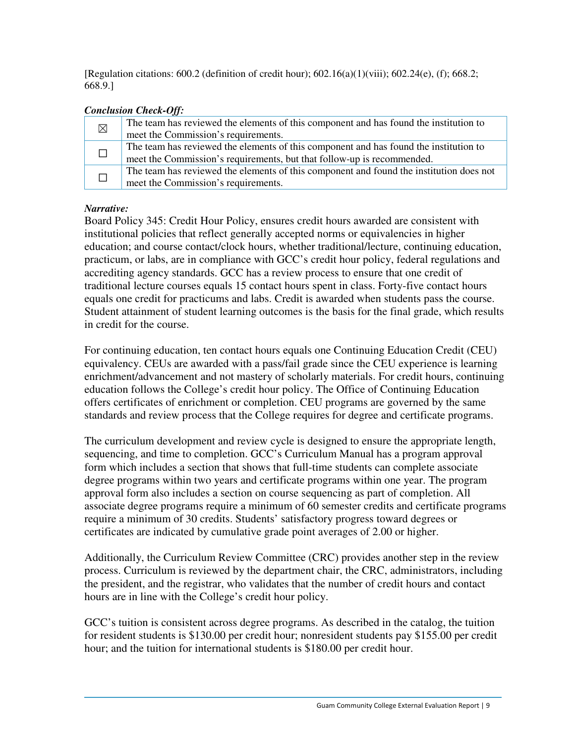[Regulation citations: 600.2 (definition of credit hour); 602.16(a)(1)(viii); 602.24(e), (f); 668.2; 668.9.]

***Conclusion Check-Off:***

| | |
|---|---|
| ☒ | The team has reviewed the elements of this component and has found the institution to meet the Commission's requirements. |
| ☐ | The team has reviewed the elements of this component and has found the institution to meet the Commission's requirements, but that follow-up is recommended. |
| ☐ | The team has reviewed the elements of this component and found the institution does not meet the Commission's requirements. |

***Narrative:***

Board Policy 345: Credit Hour Policy, ensures credit hours awarded are consistent with institutional policies that reflect generally accepted norms or equivalencies in higher education; and course contact/clock hours, whether traditional/lecture, continuing education, practicum, or labs, are in compliance with GCC's credit hour policy, federal regulations and accrediting agency standards. GCC has a review process to ensure that one credit of traditional lecture courses equals 15 contact hours spent in class. Forty-five contact hours equals one credit for practicums and labs. Credit is awarded when students pass the course. Student attainment of student learning outcomes is the basis for the final grade, which results in credit for the course.

For continuing education, ten contact hours equals one Continuing Education Credit (CEU) equivalency. CEUs are awarded with a pass/fail grade since the CEU experience is learning enrichment/advancement and not mastery of scholarly materials. For credit hours, continuing education follows the College's credit hour policy. The Office of Continuing Education offers certificates of enrichment or completion. CEU programs are governed by the same standards and review process that the College requires for degree and certificate programs.

The curriculum development and review cycle is designed to ensure the appropriate length, sequencing, and time to completion. GCC's Curriculum Manual has a program approval form which includes a section that shows that full-time students can complete associate degree programs within two years and certificate programs within one year. The program approval form also includes a section on course sequencing as part of completion. All associate degree programs require a minimum of 60 semester credits and certificate programs require a minimum of 30 credits. Students' satisfactory progress toward degrees or certificates are indicated by cumulative grade point averages of 2.00 or higher.

Additionally, the Curriculum Review Committee (CRC) provides another step in the review process. Curriculum is reviewed by the department chair, the CRC, administrators, including the president, and the registrar, who validates that the number of credit hours and contact hours are in line with the College's credit hour policy.

GCC's tuition is consistent across degree programs. As described in the catalog, the tuition for resident students is $130.00 per credit hour; nonresident students pay $155.00 per credit hour; and the tuition for international students is $180.00 per credit hour.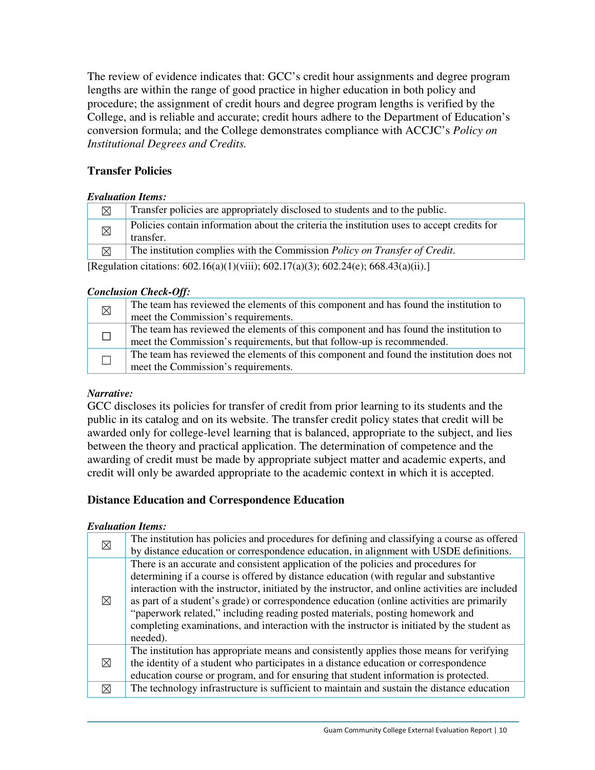The review of evidence indicates that: GCC's credit hour assignments and degree program lengths are within the range of good practice in higher education in both policy and procedure; the assignment of credit hours and degree program lengths is verified by the College, and is reliable and accurate; credit hours adhere to the Department of Education's conversion formula; and the College demonstrates compliance with ACCJC's *Policy on Institutional Degrees and Credits.*

## Transfer Policies

***Evaluation Items:***

| | |
|---|---|
| ☒ | Transfer policies are appropriately disclosed to students and to the public. |
| ☒ | Policies contain information about the criteria the institution uses to accept credits for transfer. |
| ☒ | The institution complies with the Commission *Policy on Transfer of Credit*. |

[Regulation citations: 602.16(a)(1)(viii); 602.17(a)(3); 602.24(e); 668.43(a)(ii).]

***Conclusion Check-Off:***

| | |
|---|---|
| ☒ | The team has reviewed the elements of this component and has found the institution to meet the Commission's requirements. |
| ☐ | The team has reviewed the elements of this component and has found the institution to meet the Commission's requirements, but that follow-up is recommended. |
| ☐ | The team has reviewed the elements of this component and found the institution does not meet the Commission's requirements. |

***Narrative:***

GCC discloses its policies for transfer of credit from prior learning to its students and the public in its catalog and on its website. The transfer credit policy states that credit will be awarded only for college-level learning that is balanced, appropriate to the subject, and lies between the theory and practical application. The determination of competence and the awarding of credit must be made by appropriate subject matter and academic experts, and credit will only be awarded appropriate to the academic context in which it is accepted.

## Distance Education and Correspondence Education

***Evaluation Items:***

| | |
|---|---|
| ☒ | The institution has policies and procedures for defining and classifying a course as offered by distance education or correspondence education, in alignment with USDE definitions. |
| ☒ | There is an accurate and consistent application of the policies and procedures for determining if a course is offered by distance education (with regular and substantive interaction with the instructor, initiated by the instructor, and online activities are included as part of a student's grade) or correspondence education (online activities are primarily "paperwork related," including reading posted materials, posting homework and completing examinations, and interaction with the instructor is initiated by the student as needed). |
| ☒ | The institution has appropriate means and consistently applies those means for verifying the identity of a student who participates in a distance education or correspondence education course or program, and for ensuring that student information is protected. |
| ☒ | The technology infrastructure is sufficient to maintain and sustain the distance education |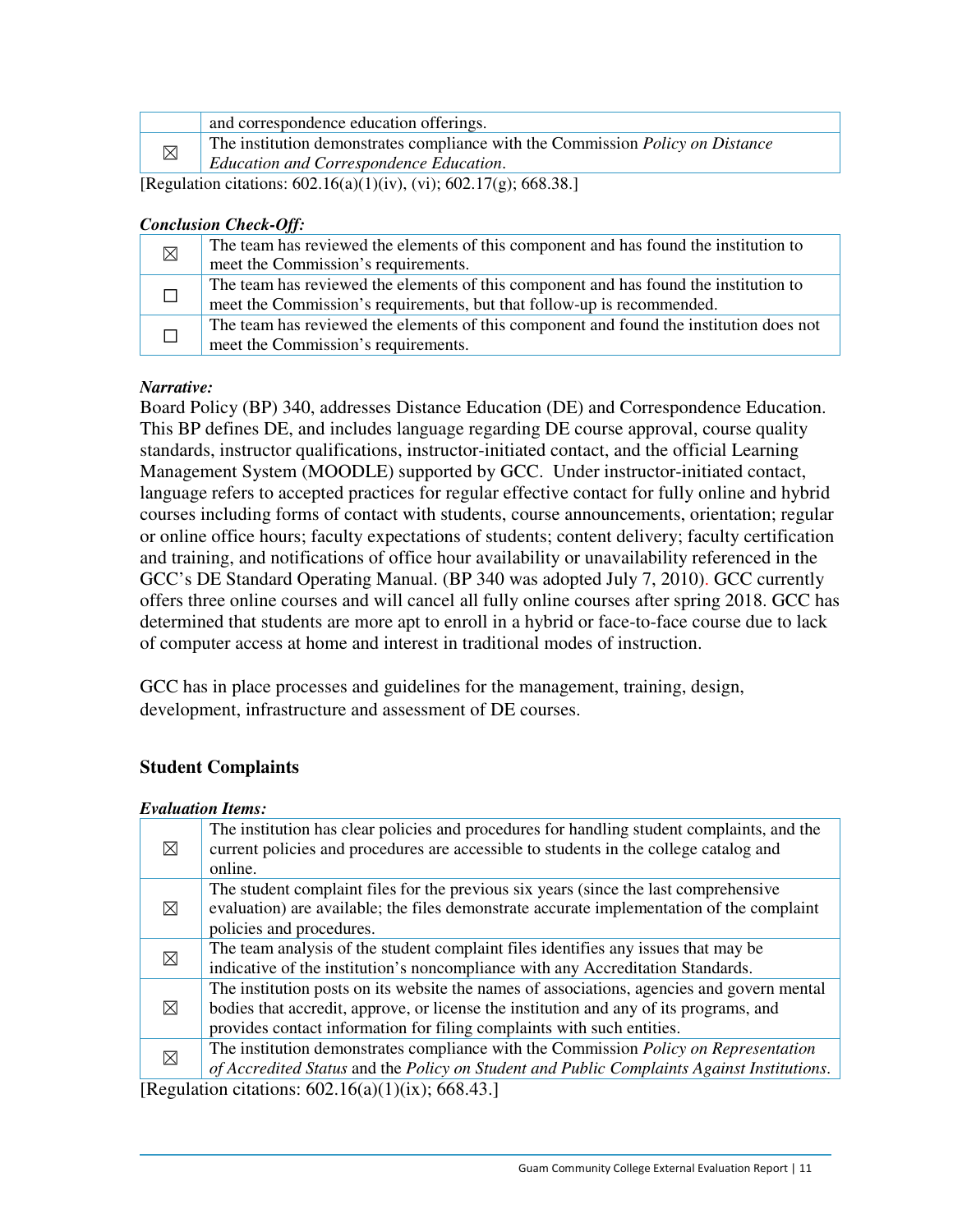| | |
|---|---|
| | and correspondence education offerings. |
| ☒ | The institution demonstrates compliance with the Commission *Policy on Distance Education and Correspondence Education*. |

[Regulation citations: 602.16(a)(1)(iv), (vi); 602.17(g); 668.38.]

***Conclusion Check-Off:***

| | |
|---|---|
| ☒ | The team has reviewed the elements of this component and has found the institution to meet the Commission's requirements. |
| ☐ | The team has reviewed the elements of this component and has found the institution to meet the Commission's requirements, but that follow-up is recommended. |
| ☐ | The team has reviewed the elements of this component and found the institution does not meet the Commission's requirements. |

***Narrative:***

Board Policy (BP) 340, addresses Distance Education (DE) and Correspondence Education. This BP defines DE, and includes language regarding DE course approval, course quality standards, instructor qualifications, instructor-initiated contact, and the official Learning Management System (MOODLE) supported by GCC. Under instructor-initiated contact, language refers to accepted practices for regular effective contact for fully online and hybrid courses including forms of contact with students, course announcements, orientation; regular or online office hours; faculty expectations of students; content delivery; faculty certification and training, and notifications of office hour availability or unavailability referenced in the GCC's DE Standard Operating Manual. (BP 340 was adopted July 7, 2010). GCC currently offers three online courses and will cancel all fully online courses after spring 2018. GCC has determined that students are more apt to enroll in a hybrid or face-to-face course due to lack of computer access at home and interest in traditional modes of instruction.

GCC has in place processes and guidelines for the management, training, design, development, infrastructure and assessment of DE courses.

## Student Complaints

***Evaluation Items:***

| | |
|---|---|
| ☒ | The institution has clear policies and procedures for handling student complaints, and the current policies and procedures are accessible to students in the college catalog and online. |
| ☒ | The student complaint files for the previous six years (since the last comprehensive evaluation) are available; the files demonstrate accurate implementation of the complaint policies and procedures. |
| ☒ | The team analysis of the student complaint files identifies any issues that may be indicative of the institution's noncompliance with any Accreditation Standards. |
| ☒ | The institution posts on its website the names of associations, agencies and govern mental bodies that accredit, approve, or license the institution and any of its programs, and provides contact information for filing complaints with such entities. |
| ☒ | The institution demonstrates compliance with the Commission *Policy on Representation of Accredited Status* and the *Policy on Student and Public Complaints Against Institutions*. |

[Regulation citations: 602.16(a)(1)(ix); 668.43.]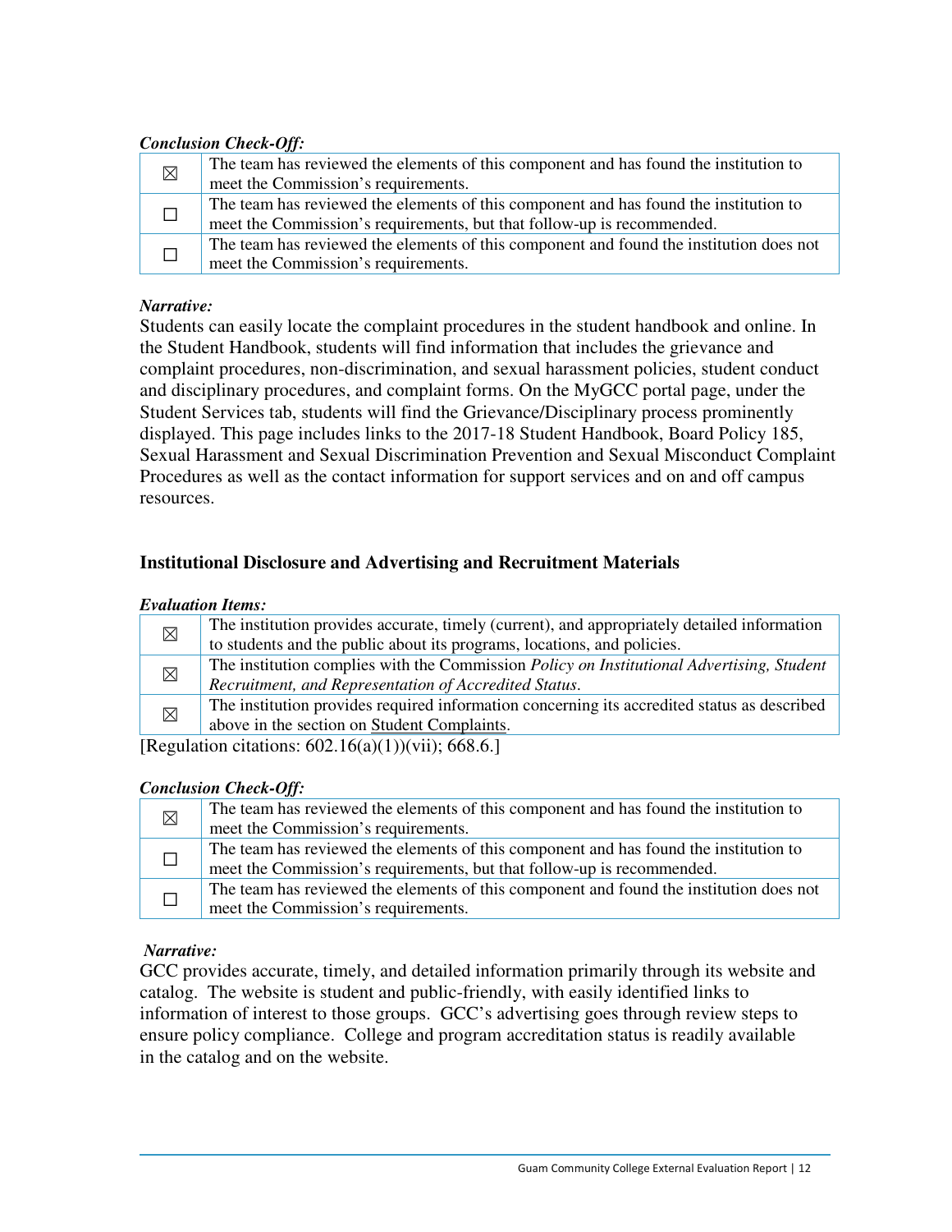***Conclusion Check-Off:***

| | |
|---|---|
| ☒ | The team has reviewed the elements of this component and has found the institution to meet the Commission's requirements. |
| ☐ | The team has reviewed the elements of this component and has found the institution to meet the Commission's requirements, but that follow-up is recommended. |
| ☐ | The team has reviewed the elements of this component and found the institution does not meet the Commission's requirements. |

***Narrative:***

Students can easily locate the complaint procedures in the student handbook and online. In the Student Handbook, students will find information that includes the grievance and complaint procedures, non-discrimination, and sexual harassment policies, student conduct and disciplinary procedures, and complaint forms. On the MyGCC portal page, under the Student Services tab, students will find the Grievance/Disciplinary process prominently displayed. This page includes links to the 2017-18 Student Handbook, Board Policy 185, Sexual Harassment and Sexual Discrimination Prevention and Sexual Misconduct Complaint Procedures as well as the contact information for support services and on and off campus resources.

## Institutional Disclosure and Advertising and Recruitment Materials

***Evaluation Items:***

| | |
|---|---|
| ☒ | The institution provides accurate, timely (current), and appropriately detailed information to students and the public about its programs, locations, and policies. |
| ☒ | The institution complies with the Commission *Policy on Institutional Advertising, Student Recruitment, and Representation of Accredited Status*. |
| ☒ | The institution provides required information concerning its accredited status as described above in the section on Student Complaints. |

[Regulation citations: 602.16(a)(1))(vii); 668.6.]

***Conclusion Check-Off:***

| | |
|---|---|
| ☒ | The team has reviewed the elements of this component and has found the institution to meet the Commission's requirements. |
| ☐ | The team has reviewed the elements of this component and has found the institution to meet the Commission's requirements, but that follow-up is recommended. |
| ☐ | The team has reviewed the elements of this component and found the institution does not meet the Commission's requirements. |

***Narrative:***

GCC provides accurate, timely, and detailed information primarily through its website and catalog. The website is student and public-friendly, with easily identified links to information of interest to those groups. GCC's advertising goes through review steps to ensure policy compliance. College and program accreditation status is readily available in the catalog and on the website.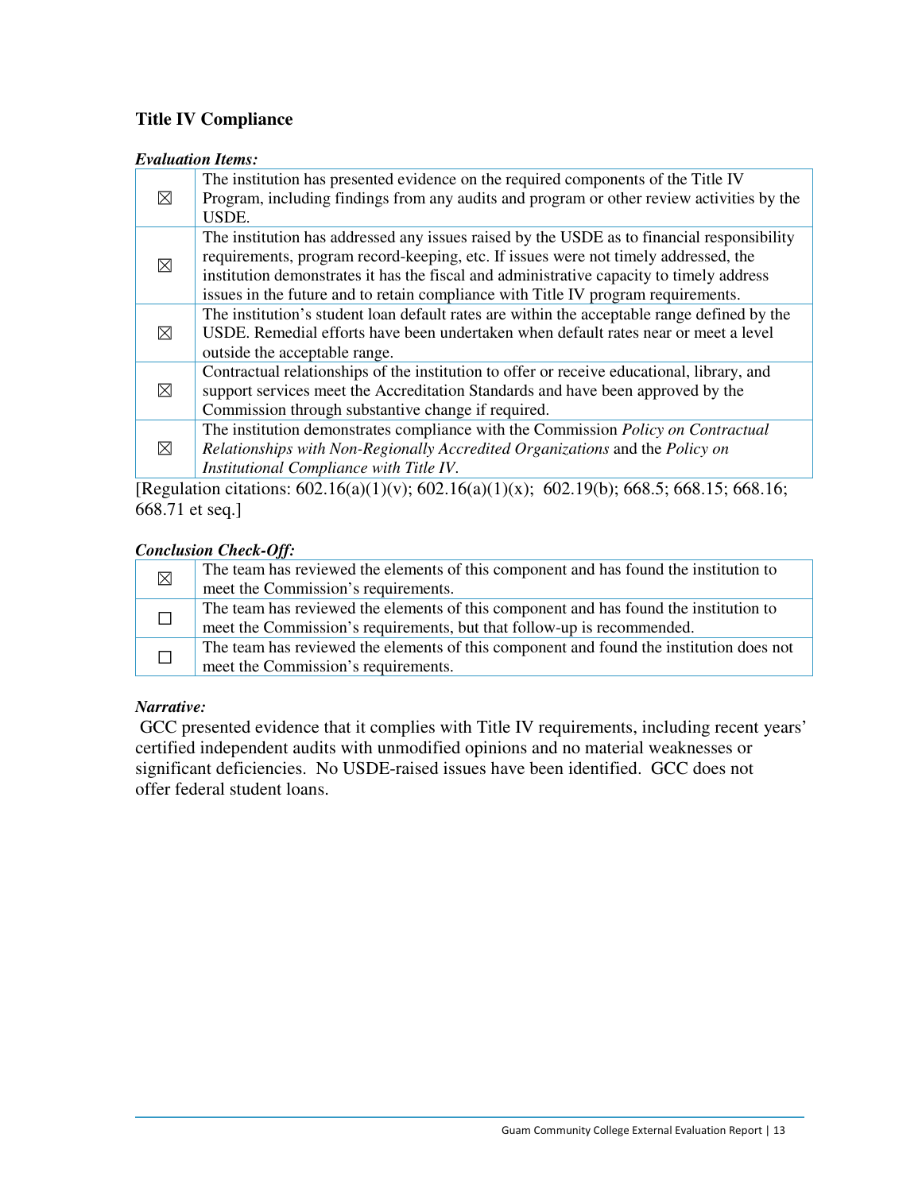### Title IV Compliance

***Evaluation Items:***

| | |
|---|---|
| ☒ | The institution has presented evidence on the required components of the Title IV Program, including findings from any audits and program or other review activities by the USDE. |
| ☒ | The institution has addressed any issues raised by the USDE as to financial responsibility requirements, program record-keeping, etc. If issues were not timely addressed, the institution demonstrates it has the fiscal and administrative capacity to timely address issues in the future and to retain compliance with Title IV program requirements. |
| ☒ | The institution's student loan default rates are within the acceptable range defined by the USDE. Remedial efforts have been undertaken when default rates near or meet a level outside the acceptable range. |
| ☒ | Contractual relationships of the institution to offer or receive educational, library, and support services meet the Accreditation Standards and have been approved by the Commission through substantive change if required. |
| ☒ | The institution demonstrates compliance with the Commission *Policy on Contractual Relationships with Non-Regionally Accredited Organizations* and the *Policy on Institutional Compliance with Title IV*. |

[Regulation citations: 602.16(a)(1)(v); 602.16(a)(1)(x); 602.19(b); 668.5; 668.15; 668.16; 668.71 et seq.]

***Conclusion Check-Off:***

| | |
|---|---|
| ☒ | The team has reviewed the elements of this component and has found the institution to meet the Commission's requirements. |
| ☐ | The team has reviewed the elements of this component and has found the institution to meet the Commission's requirements, but that follow-up is recommended. |
| ☐ | The team has reviewed the elements of this component and found the institution does not meet the Commission's requirements. |

***Narrative:***

GCC presented evidence that it complies with Title IV requirements, including recent years' certified independent audits with unmodified opinions and no material weaknesses or significant deficiencies. No USDE-raised issues have been identified. GCC does not offer federal student loans.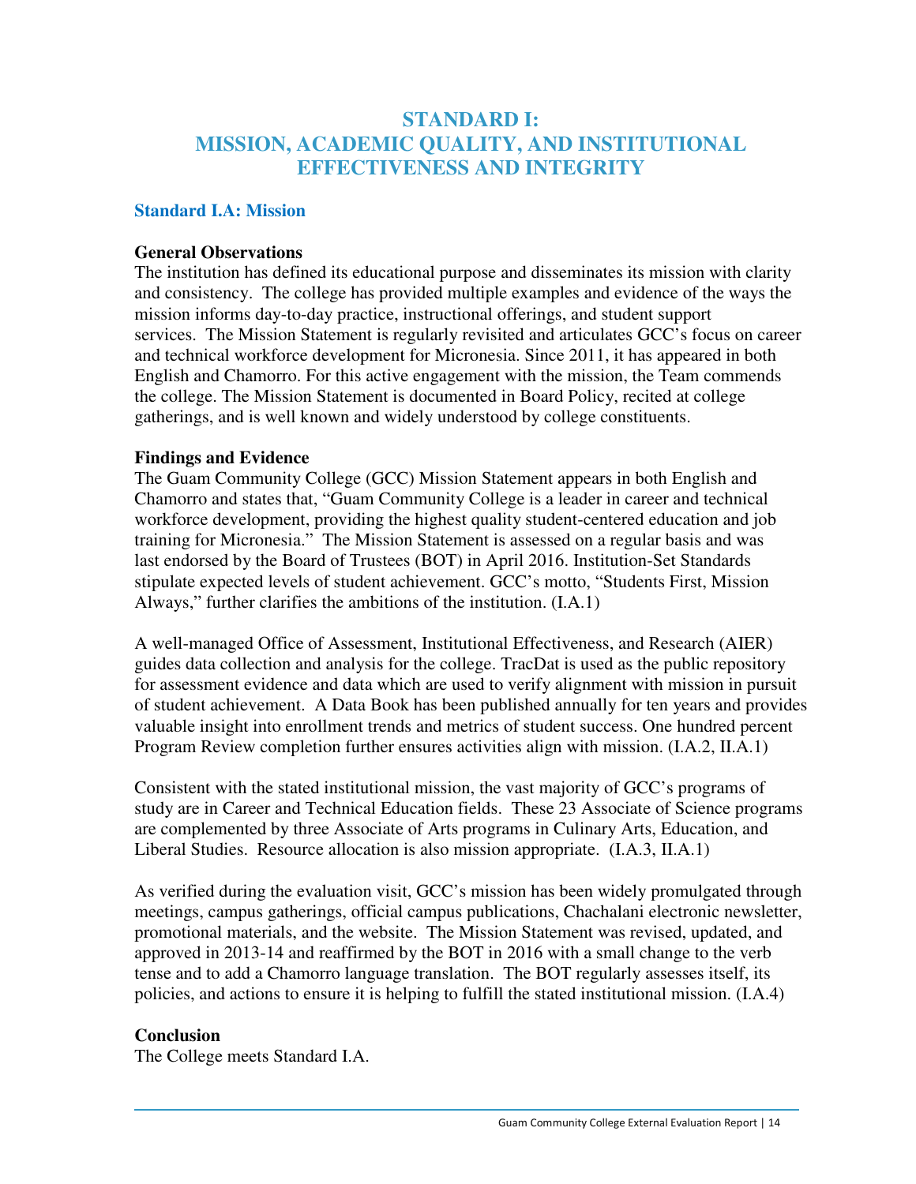# STANDARD I: MISSION, ACADEMIC QUALITY, AND INSTITUTIONAL EFFECTIVENESS AND INTEGRITY

## Standard I.A: Mission

**General Observations**

The institution has defined its educational purpose and disseminates its mission with clarity and consistency. The college has provided multiple examples and evidence of the ways the mission informs day-to-day practice, instructional offerings, and student support services. The Mission Statement is regularly revisited and articulates GCC's focus on career and technical workforce development for Micronesia. Since 2011, it has appeared in both English and Chamorro. For this active engagement with the mission, the Team commends the college. The Mission Statement is documented in Board Policy, recited at college gatherings, and is well known and widely understood by college constituents.

**Findings and Evidence**

The Guam Community College (GCC) Mission Statement appears in both English and Chamorro and states that, "Guam Community College is a leader in career and technical workforce development, providing the highest quality student-centered education and job training for Micronesia." The Mission Statement is assessed on a regular basis and was last endorsed by the Board of Trustees (BOT) in April 2016. Institution-Set Standards stipulate expected levels of student achievement. GCC's motto, "Students First, Mission Always," further clarifies the ambitions of the institution. (I.A.1)

A well-managed Office of Assessment, Institutional Effectiveness, and Research (AIER) guides data collection and analysis for the college. TracDat is used as the public repository for assessment evidence and data which are used to verify alignment with mission in pursuit of student achievement. A Data Book has been published annually for ten years and provides valuable insight into enrollment trends and metrics of student success. One hundred percent Program Review completion further ensures activities align with mission. (I.A.2, II.A.1)

Consistent with the stated institutional mission, the vast majority of GCC's programs of study are in Career and Technical Education fields. These 23 Associate of Science programs are complemented by three Associate of Arts programs in Culinary Arts, Education, and Liberal Studies. Resource allocation is also mission appropriate. (I.A.3, II.A.1)

As verified during the evaluation visit, GCC's mission has been widely promulgated through meetings, campus gatherings, official campus publications, Chachalani electronic newsletter, promotional materials, and the website. The Mission Statement was revised, updated, and approved in 2013-14 and reaffirmed by the BOT in 2016 with a small change to the verb tense and to add a Chamorro language translation. The BOT regularly assesses itself, its policies, and actions to ensure it is helping to fulfill the stated institutional mission. (I.A.4)

**Conclusion**

The College meets Standard I.A.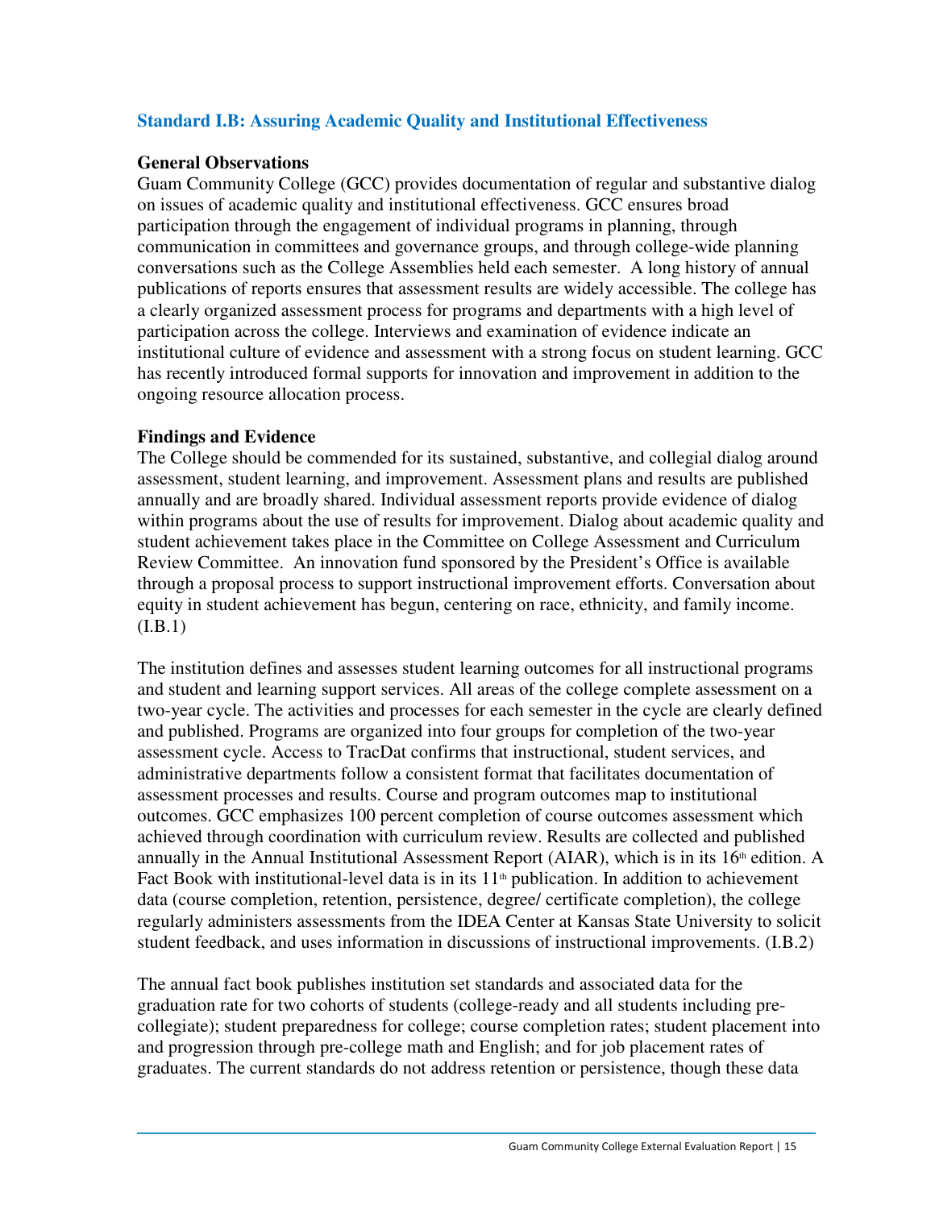## Standard I.B: Assuring Academic Quality and Institutional Effectiveness

### General Observations

Guam Community College (GCC) provides documentation of regular and substantive dialog on issues of academic quality and institutional effectiveness. GCC ensures broad participation through the engagement of individual programs in planning, through communication in committees and governance groups, and through college-wide planning conversations such as the College Assemblies held each semester. A long history of annual publications of reports ensures that assessment results are widely accessible. The college has a clearly organized assessment process for programs and departments with a high level of participation across the college. Interviews and examination of evidence indicate an institutional culture of evidence and assessment with a strong focus on student learning. GCC has recently introduced formal supports for innovation and improvement in addition to the ongoing resource allocation process.

### Findings and Evidence

The College should be commended for its sustained, substantive, and collegial dialog around assessment, student learning, and improvement. Assessment plans and results are published annually and are broadly shared. Individual assessment reports provide evidence of dialog within programs about the use of results for improvement. Dialog about academic quality and student achievement takes place in the Committee on College Assessment and Curriculum Review Committee. An innovation fund sponsored by the President's Office is available through a proposal process to support instructional improvement efforts. Conversation about equity in student achievement has begun, centering on race, ethnicity, and family income. (I.B.1)

The institution defines and assesses student learning outcomes for all instructional programs and student and learning support services. All areas of the college complete assessment on a two-year cycle. The activities and processes for each semester in the cycle are clearly defined and published. Programs are organized into four groups for completion of the two-year assessment cycle. Access to TracDat confirms that instructional, student services, and administrative departments follow a consistent format that facilitates documentation of assessment processes and results. Course and program outcomes map to institutional outcomes. GCC emphasizes 100 percent completion of course outcomes assessment which achieved through coordination with curriculum review. Results are collected and published annually in the Annual Institutional Assessment Report (AIAR), which is in its 16th edition. A Fact Book with institutional-level data is in its 11th publication. In addition to achievement data (course completion, retention, persistence, degree/ certificate completion), the college regularly administers assessments from the IDEA Center at Kansas State University to solicit student feedback, and uses information in discussions of instructional improvements. (I.B.2)

The annual fact book publishes institution set standards and associated data for the graduation rate for two cohorts of students (college-ready and all students including pre-collegiate); student preparedness for college; course completion rates; student placement into and progression through pre-college math and English; and for job placement rates of graduates. The current standards do not address retention or persistence, though these data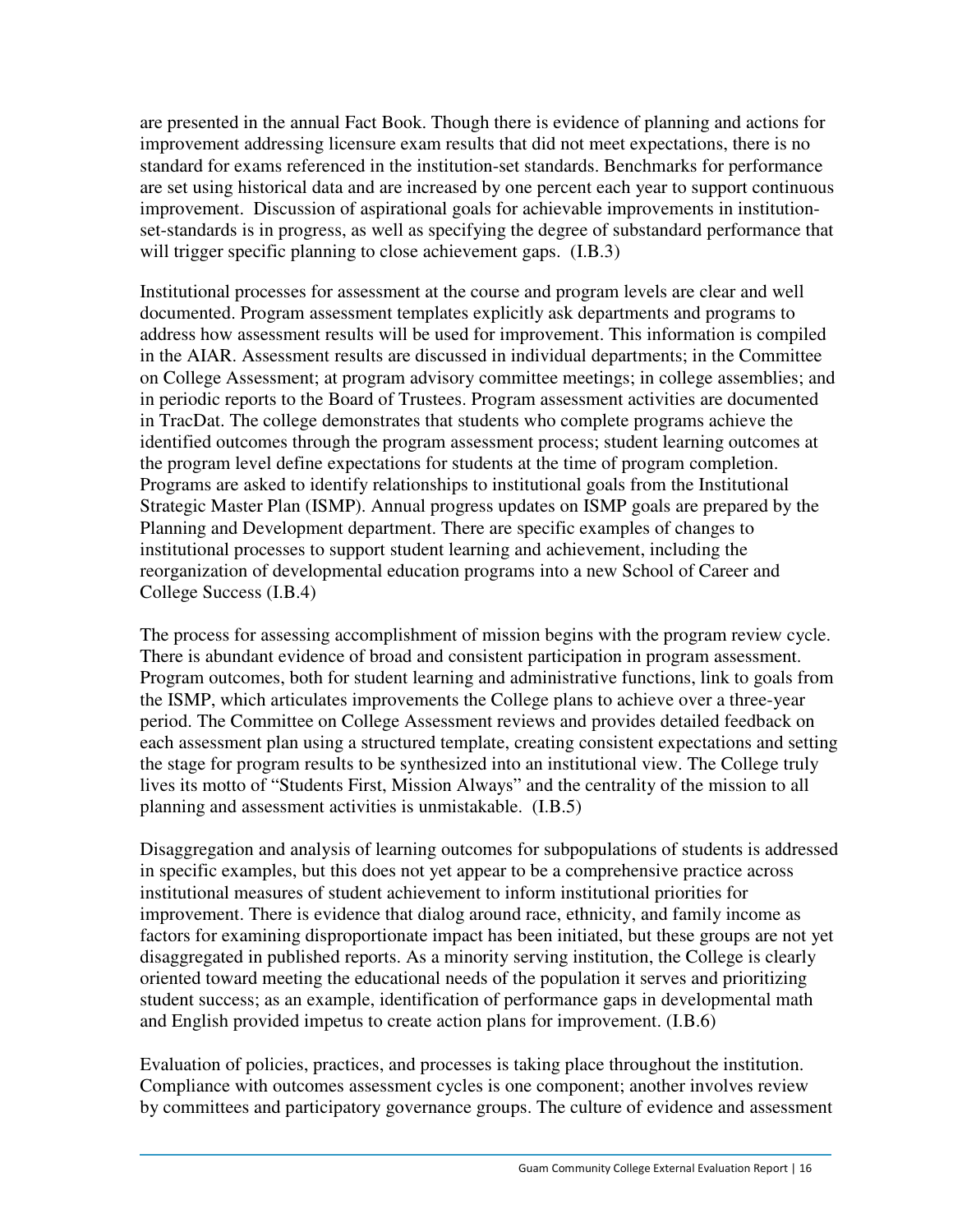are presented in the annual Fact Book. Though there is evidence of planning and actions for improvement addressing licensure exam results that did not meet expectations, there is no standard for exams referenced in the institution-set standards. Benchmarks for performance are set using historical data and are increased by one percent each year to support continuous improvement. Discussion of aspirational goals for achievable improvements in institution-set-standards is in progress, as well as specifying the degree of substandard performance that will trigger specific planning to close achievement gaps. (I.B.3)

Institutional processes for assessment at the course and program levels are clear and well documented. Program assessment templates explicitly ask departments and programs to address how assessment results will be used for improvement. This information is compiled in the AIAR. Assessment results are discussed in individual departments; in the Committee on College Assessment; at program advisory committee meetings; in college assemblies; and in periodic reports to the Board of Trustees. Program assessment activities are documented in TracDat. The college demonstrates that students who complete programs achieve the identified outcomes through the program assessment process; student learning outcomes at the program level define expectations for students at the time of program completion. Programs are asked to identify relationships to institutional goals from the Institutional Strategic Master Plan (ISMP). Annual progress updates on ISMP goals are prepared by the Planning and Development department. There are specific examples of changes to institutional processes to support student learning and achievement, including the reorganization of developmental education programs into a new School of Career and College Success (I.B.4)

The process for assessing accomplishment of mission begins with the program review cycle. There is abundant evidence of broad and consistent participation in program assessment. Program outcomes, both for student learning and administrative functions, link to goals from the ISMP, which articulates improvements the College plans to achieve over a three-year period. The Committee on College Assessment reviews and provides detailed feedback on each assessment plan using a structured template, creating consistent expectations and setting the stage for program results to be synthesized into an institutional view. The College truly lives its motto of "Students First, Mission Always" and the centrality of the mission to all planning and assessment activities is unmistakable. (I.B.5)

Disaggregation and analysis of learning outcomes for subpopulations of students is addressed in specific examples, but this does not yet appear to be a comprehensive practice across institutional measures of student achievement to inform institutional priorities for improvement. There is evidence that dialog around race, ethnicity, and family income as factors for examining disproportionate impact has been initiated, but these groups are not yet disaggregated in published reports. As a minority serving institution, the College is clearly oriented toward meeting the educational needs of the population it serves and prioritizing student success; as an example, identification of performance gaps in developmental math and English provided impetus to create action plans for improvement. (I.B.6)

Evaluation of policies, practices, and processes is taking place throughout the institution. Compliance with outcomes assessment cycles is one component; another involves review by committees and participatory governance groups. The culture of evidence and assessment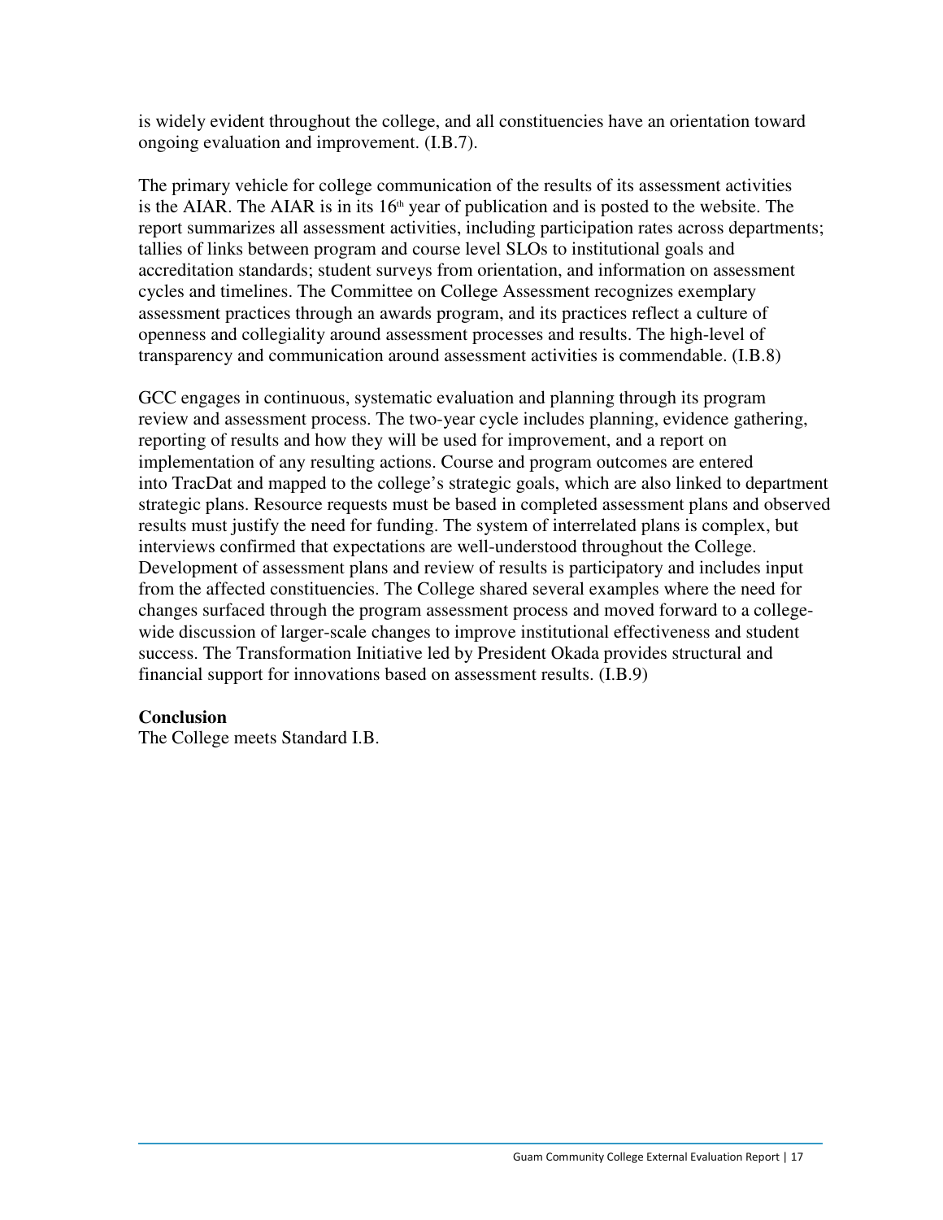is widely evident throughout the college, and all constituencies have an orientation toward ongoing evaluation and improvement. (I.B.7).

The primary vehicle for college communication of the results of its assessment activities is the AIAR. The AIAR is in its 16th year of publication and is posted to the website. The report summarizes all assessment activities, including participation rates across departments; tallies of links between program and course level SLOs to institutional goals and accreditation standards; student surveys from orientation, and information on assessment cycles and timelines. The Committee on College Assessment recognizes exemplary assessment practices through an awards program, and its practices reflect a culture of openness and collegiality around assessment processes and results. The high-level of transparency and communication around assessment activities is commendable. (I.B.8)

GCC engages in continuous, systematic evaluation and planning through its program review and assessment process. The two-year cycle includes planning, evidence gathering, reporting of results and how they will be used for improvement, and a report on implementation of any resulting actions. Course and program outcomes are entered into TracDat and mapped to the college's strategic goals, which are also linked to department strategic plans. Resource requests must be based in completed assessment plans and observed results must justify the need for funding. The system of interrelated plans is complex, but interviews confirmed that expectations are well-understood throughout the College. Development of assessment plans and review of results is participatory and includes input from the affected constituencies. The College shared several examples where the need for changes surfaced through the program assessment process and moved forward to a college-wide discussion of larger-scale changes to improve institutional effectiveness and student success. The Transformation Initiative led by President Okada provides structural and financial support for innovations based on assessment results. (I.B.9)

**Conclusion**

The College meets Standard I.B.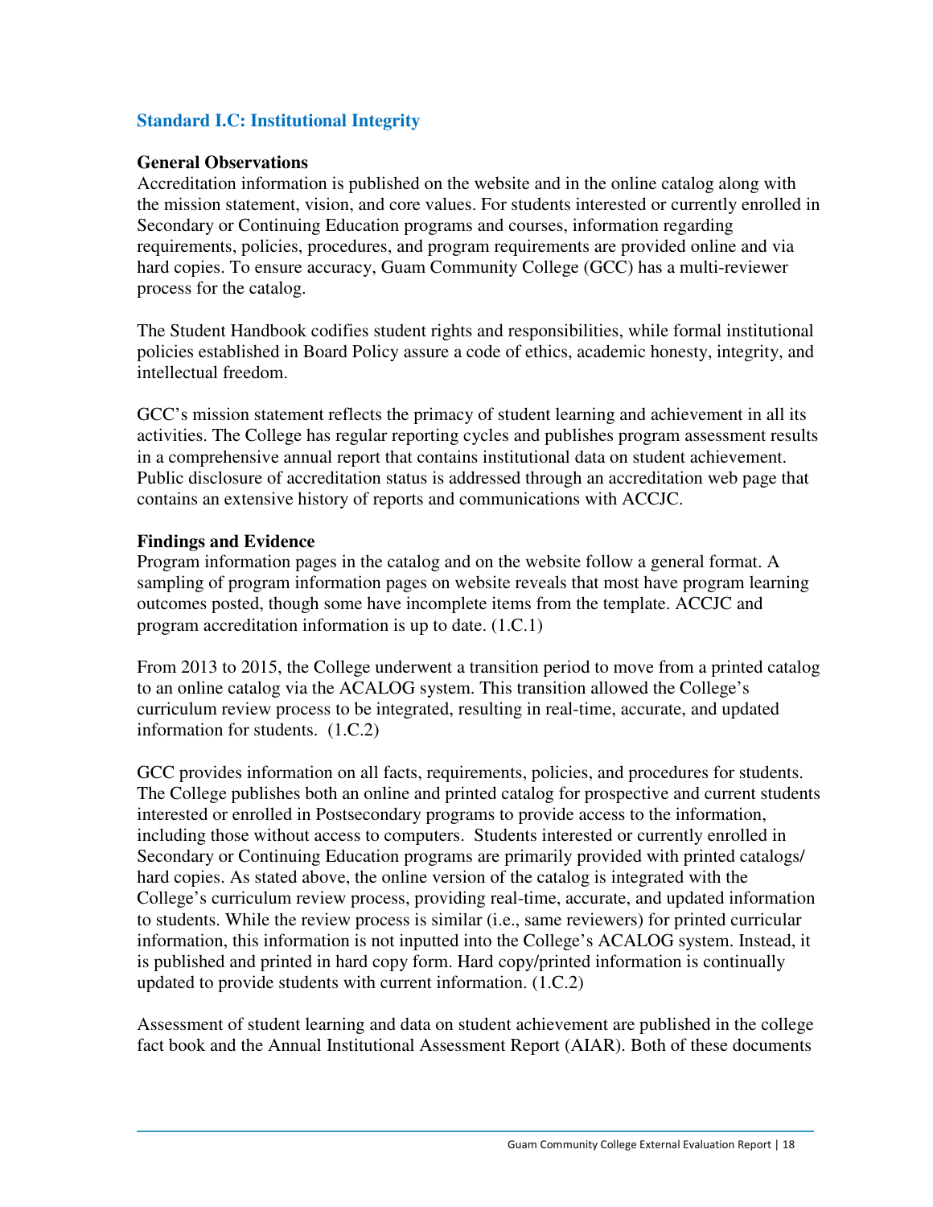## Standard I.C: Institutional Integrity

**General Observations**

Accreditation information is published on the website and in the online catalog along with the mission statement, vision, and core values. For students interested or currently enrolled in Secondary or Continuing Education programs and courses, information regarding requirements, policies, procedures, and program requirements are provided online and via hard copies. To ensure accuracy, Guam Community College (GCC) has a multi-reviewer process for the catalog.

The Student Handbook codifies student rights and responsibilities, while formal institutional policies established in Board Policy assure a code of ethics, academic honesty, integrity, and intellectual freedom.

GCC's mission statement reflects the primacy of student learning and achievement in all its activities. The College has regular reporting cycles and publishes program assessment results in a comprehensive annual report that contains institutional data on student achievement. Public disclosure of accreditation status is addressed through an accreditation web page that contains an extensive history of reports and communications with ACCJC.

**Findings and Evidence**

Program information pages in the catalog and on the website follow a general format. A sampling of program information pages on website reveals that most have program learning outcomes posted, though some have incomplete items from the template. ACCJC and program accreditation information is up to date. (1.C.1)

From 2013 to 2015, the College underwent a transition period to move from a printed catalog to an online catalog via the ACALOG system. This transition allowed the College's curriculum review process to be integrated, resulting in real-time, accurate, and updated information for students. (1.C.2)

GCC provides information on all facts, requirements, policies, and procedures for students. The College publishes both an online and printed catalog for prospective and current students interested or enrolled in Postsecondary programs to provide access to the information, including those without access to computers. Students interested or currently enrolled in Secondary or Continuing Education programs are primarily provided with printed catalogs/ hard copies. As stated above, the online version of the catalog is integrated with the College's curriculum review process, providing real-time, accurate, and updated information to students. While the review process is similar (i.e., same reviewers) for printed curricular information, this information is not inputted into the College's ACALOG system. Instead, it is published and printed in hard copy form. Hard copy/printed information is continually updated to provide students with current information. (1.C.2)

Assessment of student learning and data on student achievement are published in the college fact book and the Annual Institutional Assessment Report (AIAR). Both of these documents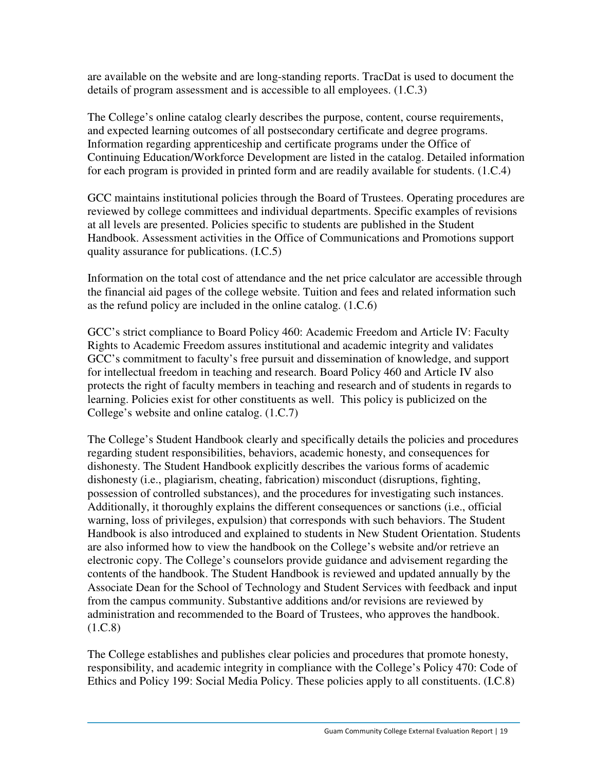are available on the website and are long-standing reports. TracDat is used to document the details of program assessment and is accessible to all employees. (1.C.3)

The College's online catalog clearly describes the purpose, content, course requirements, and expected learning outcomes of all postsecondary certificate and degree programs. Information regarding apprenticeship and certificate programs under the Office of Continuing Education/Workforce Development are listed in the catalog. Detailed information for each program is provided in printed form and are readily available for students. (1.C.4)

GCC maintains institutional policies through the Board of Trustees. Operating procedures are reviewed by college committees and individual departments. Specific examples of revisions at all levels are presented. Policies specific to students are published in the Student Handbook. Assessment activities in the Office of Communications and Promotions support quality assurance for publications. (I.C.5)

Information on the total cost of attendance and the net price calculator are accessible through the financial aid pages of the college website. Tuition and fees and related information such as the refund policy are included in the online catalog. (1.C.6)

GCC's strict compliance to Board Policy 460: Academic Freedom and Article IV: Faculty Rights to Academic Freedom assures institutional and academic integrity and validates GCC's commitment to faculty's free pursuit and dissemination of knowledge, and support for intellectual freedom in teaching and research. Board Policy 460 and Article IV also protects the right of faculty members in teaching and research and of students in regards to learning. Policies exist for other constituents as well. This policy is publicized on the College's website and online catalog. (1.C.7)

The College's Student Handbook clearly and specifically details the policies and procedures regarding student responsibilities, behaviors, academic honesty, and consequences for dishonesty. The Student Handbook explicitly describes the various forms of academic dishonesty (i.e., plagiarism, cheating, fabrication) misconduct (disruptions, fighting, possession of controlled substances), and the procedures for investigating such instances. Additionally, it thoroughly explains the different consequences or sanctions (i.e., official warning, loss of privileges, expulsion) that corresponds with such behaviors. The Student Handbook is also introduced and explained to students in New Student Orientation. Students are also informed how to view the handbook on the College's website and/or retrieve an electronic copy. The College's counselors provide guidance and advisement regarding the contents of the handbook. The Student Handbook is reviewed and updated annually by the Associate Dean for the School of Technology and Student Services with feedback and input from the campus community. Substantive additions and/or revisions are reviewed by administration and recommended to the Board of Trustees, who approves the handbook. (1.C.8)

The College establishes and publishes clear policies and procedures that promote honesty, responsibility, and academic integrity in compliance with the College's Policy 470: Code of Ethics and Policy 199: Social Media Policy. These policies apply to all constituents. (I.C.8)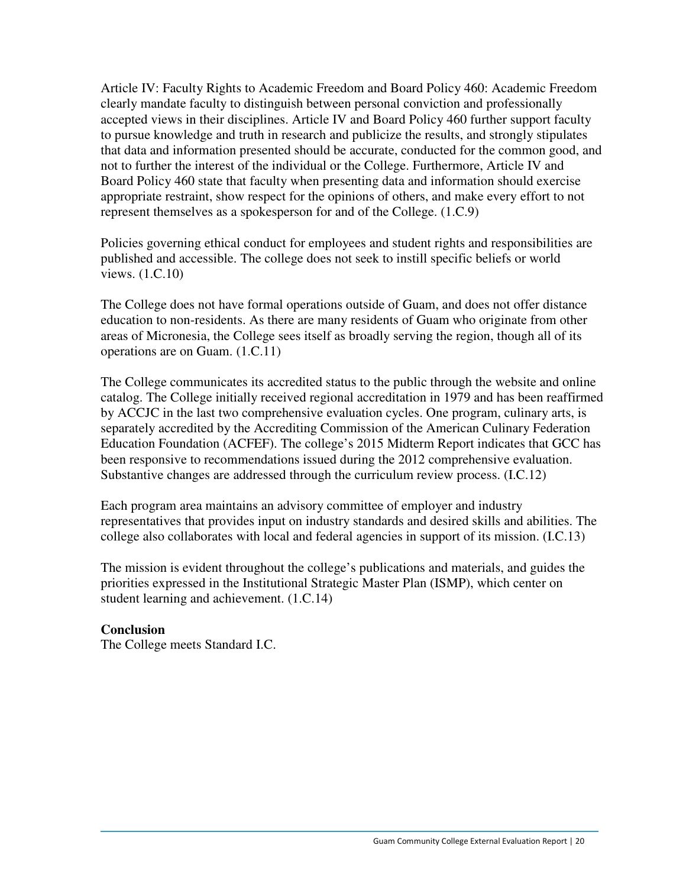Article IV: Faculty Rights to Academic Freedom and Board Policy 460: Academic Freedom clearly mandate faculty to distinguish between personal conviction and professionally accepted views in their disciplines. Article IV and Board Policy 460 further support faculty to pursue knowledge and truth in research and publicize the results, and strongly stipulates that data and information presented should be accurate, conducted for the common good, and not to further the interest of the individual or the College. Furthermore, Article IV and Board Policy 460 state that faculty when presenting data and information should exercise appropriate restraint, show respect for the opinions of others, and make every effort to not represent themselves as a spokesperson for and of the College. (1.C.9)

Policies governing ethical conduct for employees and student rights and responsibilities are published and accessible. The college does not seek to instill specific beliefs or world views. (1.C.10)

The College does not have formal operations outside of Guam, and does not offer distance education to non-residents. As there are many residents of Guam who originate from other areas of Micronesia, the College sees itself as broadly serving the region, though all of its operations are on Guam. (1.C.11)

The College communicates its accredited status to the public through the website and online catalog. The College initially received regional accreditation in 1979 and has been reaffirmed by ACCJC in the last two comprehensive evaluation cycles. One program, culinary arts, is separately accredited by the Accrediting Commission of the American Culinary Federation Education Foundation (ACFEF). The college's 2015 Midterm Report indicates that GCC has been responsive to recommendations issued during the 2012 comprehensive evaluation. Substantive changes are addressed through the curriculum review process. (I.C.12)

Each program area maintains an advisory committee of employer and industry representatives that provides input on industry standards and desired skills and abilities. The college also collaborates with local and federal agencies in support of its mission. (I.C.13)

The mission is evident throughout the college's publications and materials, and guides the priorities expressed in the Institutional Strategic Master Plan (ISMP), which center on student learning and achievement. (1.C.14)

**Conclusion**

The College meets Standard I.C.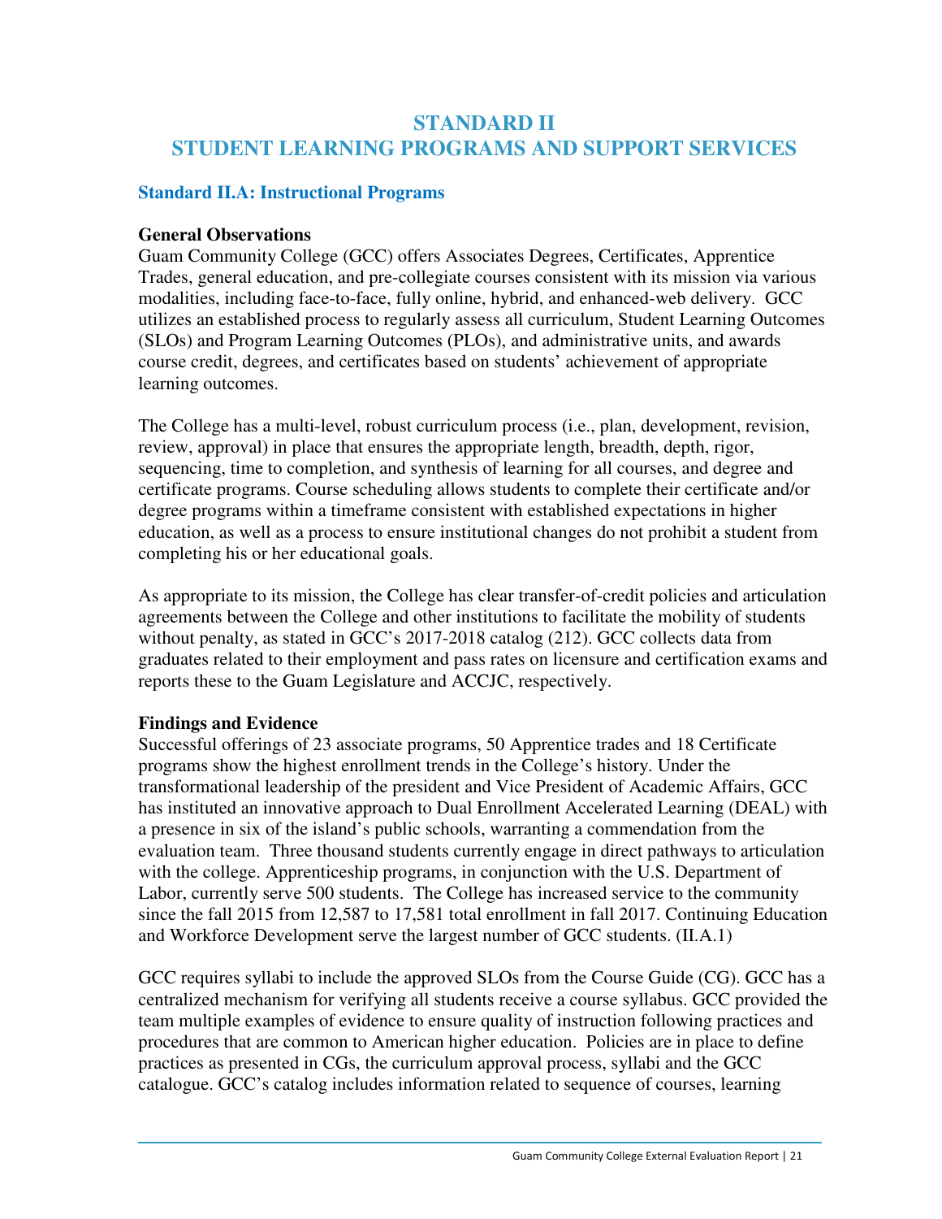# STANDARD II
# STUDENT LEARNING PROGRAMS AND SUPPORT SERVICES

## Standard II.A: Instructional Programs

### General Observations

Guam Community College (GCC) offers Associates Degrees, Certificates, Apprentice Trades, general education, and pre-collegiate courses consistent with its mission via various modalities, including face-to-face, fully online, hybrid, and enhanced-web delivery. GCC utilizes an established process to regularly assess all curriculum, Student Learning Outcomes (SLOs) and Program Learning Outcomes (PLOs), and administrative units, and awards course credit, degrees, and certificates based on students' achievement of appropriate learning outcomes.

The College has a multi-level, robust curriculum process (i.e., plan, development, revision, review, approval) in place that ensures the appropriate length, breadth, depth, rigor, sequencing, time to completion, and synthesis of learning for all courses, and degree and certificate programs. Course scheduling allows students to complete their certificate and/or degree programs within a timeframe consistent with established expectations in higher education, as well as a process to ensure institutional changes do not prohibit a student from completing his or her educational goals.

As appropriate to its mission, the College has clear transfer-of-credit policies and articulation agreements between the College and other institutions to facilitate the mobility of students without penalty, as stated in GCC's 2017-2018 catalog (212). GCC collects data from graduates related to their employment and pass rates on licensure and certification exams and reports these to the Guam Legislature and ACCJC, respectively.

### Findings and Evidence

Successful offerings of 23 associate programs, 50 Apprentice trades and 18 Certificate programs show the highest enrollment trends in the College's history. Under the transformational leadership of the president and Vice President of Academic Affairs, GCC has instituted an innovative approach to Dual Enrollment Accelerated Learning (DEAL) with a presence in six of the island's public schools, warranting a commendation from the evaluation team. Three thousand students currently engage in direct pathways to articulation with the college. Apprenticeship programs, in conjunction with the U.S. Department of Labor, currently serve 500 students. The College has increased service to the community since the fall 2015 from 12,587 to 17,581 total enrollment in fall 2017. Continuing Education and Workforce Development serve the largest number of GCC students. (II.A.1)

GCC requires syllabi to include the approved SLOs from the Course Guide (CG). GCC has a centralized mechanism for verifying all students receive a course syllabus. GCC provided the team multiple examples of evidence to ensure quality of instruction following practices and procedures that are common to American higher education. Policies are in place to define practices as presented in CGs, the curriculum approval process, syllabi and the GCC catalogue. GCC's catalog includes information related to sequence of courses, learning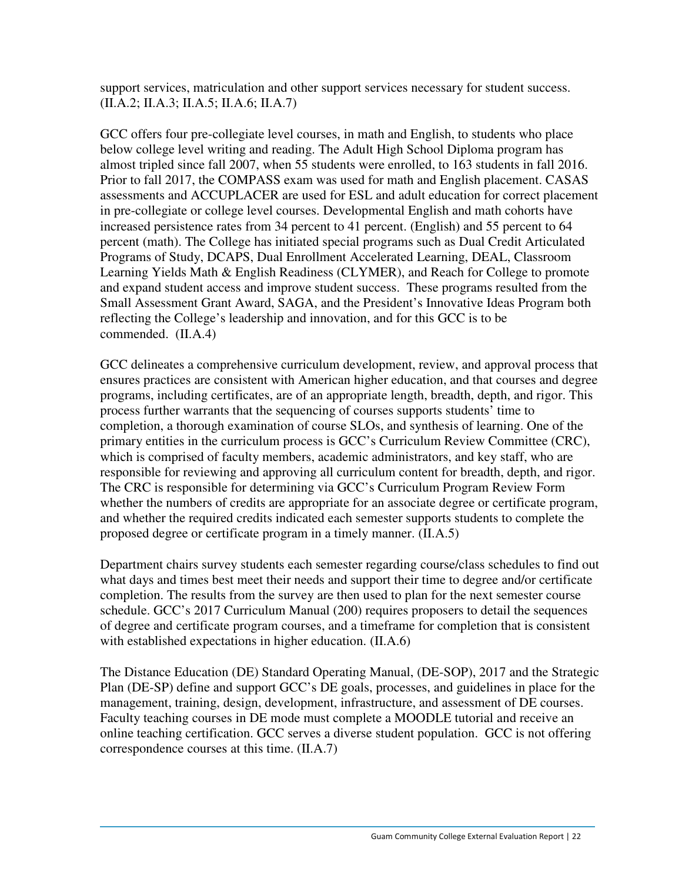support services, matriculation and other support services necessary for student success. (II.A.2; II.A.3; II.A.5; II.A.6; II.A.7)

GCC offers four pre-collegiate level courses, in math and English, to students who place below college level writing and reading. The Adult High School Diploma program has almost tripled since fall 2007, when 55 students were enrolled, to 163 students in fall 2016. Prior to fall 2017, the COMPASS exam was used for math and English placement. CASAS assessments and ACCUPLACER are used for ESL and adult education for correct placement in pre-collegiate or college level courses. Developmental English and math cohorts have increased persistence rates from 34 percent to 41 percent. (English) and 55 percent to 64 percent (math). The College has initiated special programs such as Dual Credit Articulated Programs of Study, DCAPS, Dual Enrollment Accelerated Learning, DEAL, Classroom Learning Yields Math & English Readiness (CLYMER), and Reach for College to promote and expand student access and improve student success. These programs resulted from the Small Assessment Grant Award, SAGA, and the President's Innovative Ideas Program both reflecting the College's leadership and innovation, and for this GCC is to be commended. (II.A.4)

GCC delineates a comprehensive curriculum development, review, and approval process that ensures practices are consistent with American higher education, and that courses and degree programs, including certificates, are of an appropriate length, breadth, depth, and rigor. This process further warrants that the sequencing of courses supports students' time to completion, a thorough examination of course SLOs, and synthesis of learning. One of the primary entities in the curriculum process is GCC's Curriculum Review Committee (CRC), which is comprised of faculty members, academic administrators, and key staff, who are responsible for reviewing and approving all curriculum content for breadth, depth, and rigor. The CRC is responsible for determining via GCC's Curriculum Program Review Form whether the numbers of credits are appropriate for an associate degree or certificate program, and whether the required credits indicated each semester supports students to complete the proposed degree or certificate program in a timely manner. (II.A.5)

Department chairs survey students each semester regarding course/class schedules to find out what days and times best meet their needs and support their time to degree and/or certificate completion. The results from the survey are then used to plan for the next semester course schedule. GCC's 2017 Curriculum Manual (200) requires proposers to detail the sequences of degree and certificate program courses, and a timeframe for completion that is consistent with established expectations in higher education. (II.A.6)

The Distance Education (DE) Standard Operating Manual, (DE-SOP), 2017 and the Strategic Plan (DE-SP) define and support GCC's DE goals, processes, and guidelines in place for the management, training, design, development, infrastructure, and assessment of DE courses. Faculty teaching courses in DE mode must complete a MOODLE tutorial and receive an online teaching certification. GCC serves a diverse student population. GCC is not offering correspondence courses at this time. (II.A.7)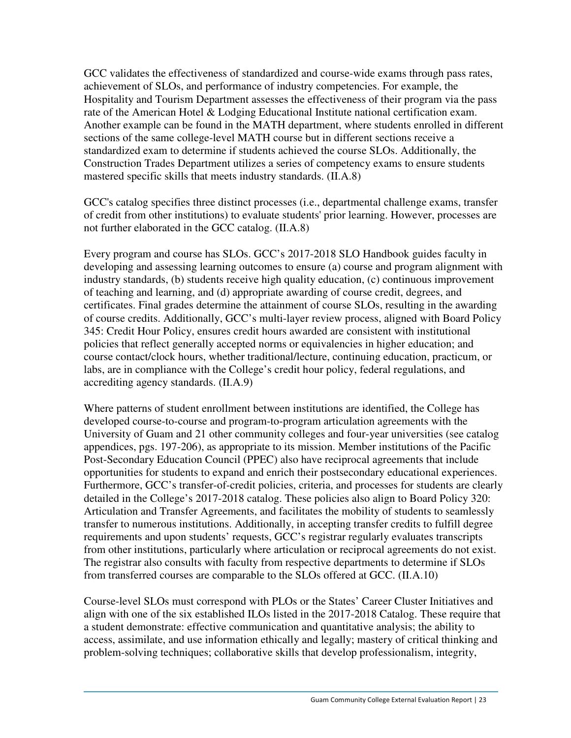GCC validates the effectiveness of standardized and course-wide exams through pass rates, achievement of SLOs, and performance of industry competencies. For example, the Hospitality and Tourism Department assesses the effectiveness of their program via the pass rate of the American Hotel & Lodging Educational Institute national certification exam. Another example can be found in the MATH department, where students enrolled in different sections of the same college-level MATH course but in different sections receive a standardized exam to determine if students achieved the course SLOs. Additionally, the Construction Trades Department utilizes a series of competency exams to ensure students mastered specific skills that meets industry standards. (II.A.8)

GCC's catalog specifies three distinct processes (i.e., departmental challenge exams, transfer of credit from other institutions) to evaluate students' prior learning. However, processes are not further elaborated in the GCC catalog. (II.A.8)

Every program and course has SLOs. GCC's 2017-2018 SLO Handbook guides faculty in developing and assessing learning outcomes to ensure (a) course and program alignment with industry standards, (b) students receive high quality education, (c) continuous improvement of teaching and learning, and (d) appropriate awarding of course credit, degrees, and certificates. Final grades determine the attainment of course SLOs, resulting in the awarding of course credits. Additionally, GCC's multi-layer review process, aligned with Board Policy 345: Credit Hour Policy, ensures credit hours awarded are consistent with institutional policies that reflect generally accepted norms or equivalencies in higher education; and course contact/clock hours, whether traditional/lecture, continuing education, practicum, or labs, are in compliance with the College's credit hour policy, federal regulations, and accrediting agency standards. (II.A.9)

Where patterns of student enrollment between institutions are identified, the College has developed course-to-course and program-to-program articulation agreements with the University of Guam and 21 other community colleges and four-year universities (see catalog appendices, pgs. 197-206), as appropriate to its mission. Member institutions of the Pacific Post-Secondary Education Council (PPEC) also have reciprocal agreements that include opportunities for students to expand and enrich their postsecondary educational experiences. Furthermore, GCC's transfer-of-credit policies, criteria, and processes for students are clearly detailed in the College's 2017-2018 catalog. These policies also align to Board Policy 320: Articulation and Transfer Agreements, and facilitates the mobility of students to seamlessly transfer to numerous institutions. Additionally, in accepting transfer credits to fulfill degree requirements and upon students' requests, GCC's registrar regularly evaluates transcripts from other institutions, particularly where articulation or reciprocal agreements do not exist. The registrar also consults with faculty from respective departments to determine if SLOs from transferred courses are comparable to the SLOs offered at GCC. (II.A.10)

Course-level SLOs must correspond with PLOs or the States' Career Cluster Initiatives and align with one of the six established ILOs listed in the 2017-2018 Catalog. These require that a student demonstrate: effective communication and quantitative analysis; the ability to access, assimilate, and use information ethically and legally; mastery of critical thinking and problem-solving techniques; collaborative skills that develop professionalism, integrity,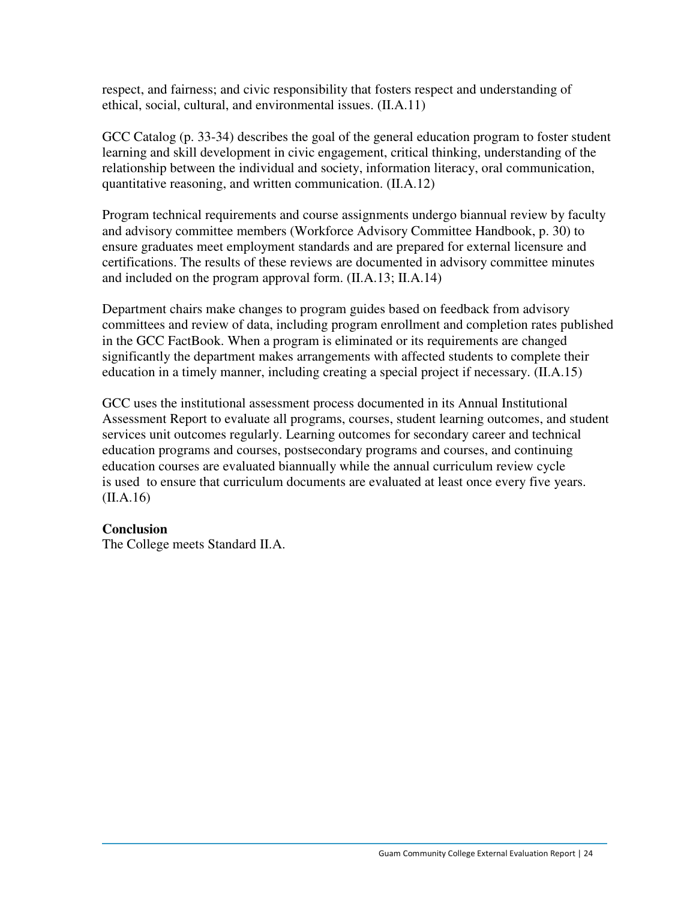respect, and fairness; and civic responsibility that fosters respect and understanding of ethical, social, cultural, and environmental issues. (II.A.11)

GCC Catalog (p. 33-34) describes the goal of the general education program to foster student learning and skill development in civic engagement, critical thinking, understanding of the relationship between the individual and society, information literacy, oral communication, quantitative reasoning, and written communication. (II.A.12)

Program technical requirements and course assignments undergo biannual review by faculty and advisory committee members (Workforce Advisory Committee Handbook, p. 30) to ensure graduates meet employment standards and are prepared for external licensure and certifications. The results of these reviews are documented in advisory committee minutes and included on the program approval form. (II.A.13; II.A.14)

Department chairs make changes to program guides based on feedback from advisory committees and review of data, including program enrollment and completion rates published in the GCC FactBook. When a program is eliminated or its requirements are changed significantly the department makes arrangements with affected students to complete their education in a timely manner, including creating a special project if necessary. (II.A.15)

GCC uses the institutional assessment process documented in its Annual Institutional Assessment Report to evaluate all programs, courses, student learning outcomes, and student services unit outcomes regularly. Learning outcomes for secondary career and technical education programs and courses, postsecondary programs and courses, and continuing education courses are evaluated biannually while the annual curriculum review cycle is used to ensure that curriculum documents are evaluated at least once every five years. (II.A.16)

**Conclusion**

The College meets Standard II.A.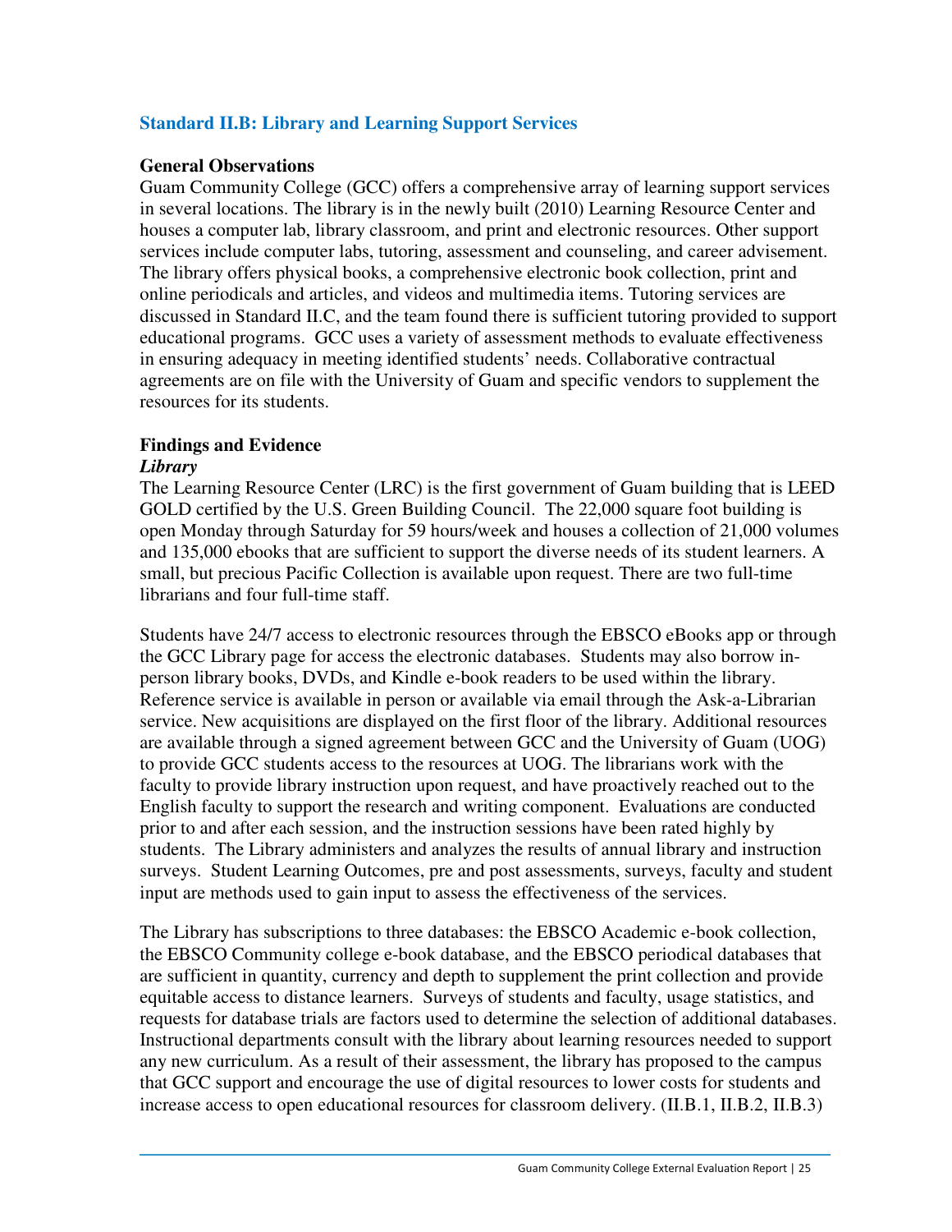### Standard II.B: Library and Learning Support Services

**General Observations**

Guam Community College (GCC) offers a comprehensive array of learning support services in several locations. The library is in the newly built (2010) Learning Resource Center and houses a computer lab, library classroom, and print and electronic resources. Other support services include computer labs, tutoring, assessment and counseling, and career advisement. The library offers physical books, a comprehensive electronic book collection, print and online periodicals and articles, and videos and multimedia items. Tutoring services are discussed in Standard II.C, and the team found there is sufficient tutoring provided to support educational programs. GCC uses a variety of assessment methods to evaluate effectiveness in ensuring adequacy in meeting identified students' needs. Collaborative contractual agreements are on file with the University of Guam and specific vendors to supplement the resources for its students.

**Findings and Evidence**

***Library***

The Learning Resource Center (LRC) is the first government of Guam building that is LEED GOLD certified by the U.S. Green Building Council. The 22,000 square foot building is open Monday through Saturday for 59 hours/week and houses a collection of 21,000 volumes and 135,000 ebooks that are sufficient to support the diverse needs of its student learners. A small, but precious Pacific Collection is available upon request. There are two full-time librarians and four full-time staff.

Students have 24/7 access to electronic resources through the EBSCO eBooks app or through the GCC Library page for access the electronic databases. Students may also borrow in-person library books, DVDs, and Kindle e-book readers to be used within the library. Reference service is available in person or available via email through the Ask-a-Librarian service. New acquisitions are displayed on the first floor of the library. Additional resources are available through a signed agreement between GCC and the University of Guam (UOG) to provide GCC students access to the resources at UOG. The librarians work with the faculty to provide library instruction upon request, and have proactively reached out to the English faculty to support the research and writing component. Evaluations are conducted prior to and after each session, and the instruction sessions have been rated highly by students. The Library administers and analyzes the results of annual library and instruction surveys. Student Learning Outcomes, pre and post assessments, surveys, faculty and student input are methods used to gain input to assess the effectiveness of the services.

The Library has subscriptions to three databases: the EBSCO Academic e-book collection, the EBSCO Community college e-book database, and the EBSCO periodical databases that are sufficient in quantity, currency and depth to supplement the print collection and provide equitable access to distance learners. Surveys of students and faculty, usage statistics, and requests for database trials are factors used to determine the selection of additional databases. Instructional departments consult with the library about learning resources needed to support any new curriculum. As a result of their assessment, the library has proposed to the campus that GCC support and encourage the use of digital resources to lower costs for students and increase access to open educational resources for classroom delivery. (II.B.1, II.B.2, II.B.3)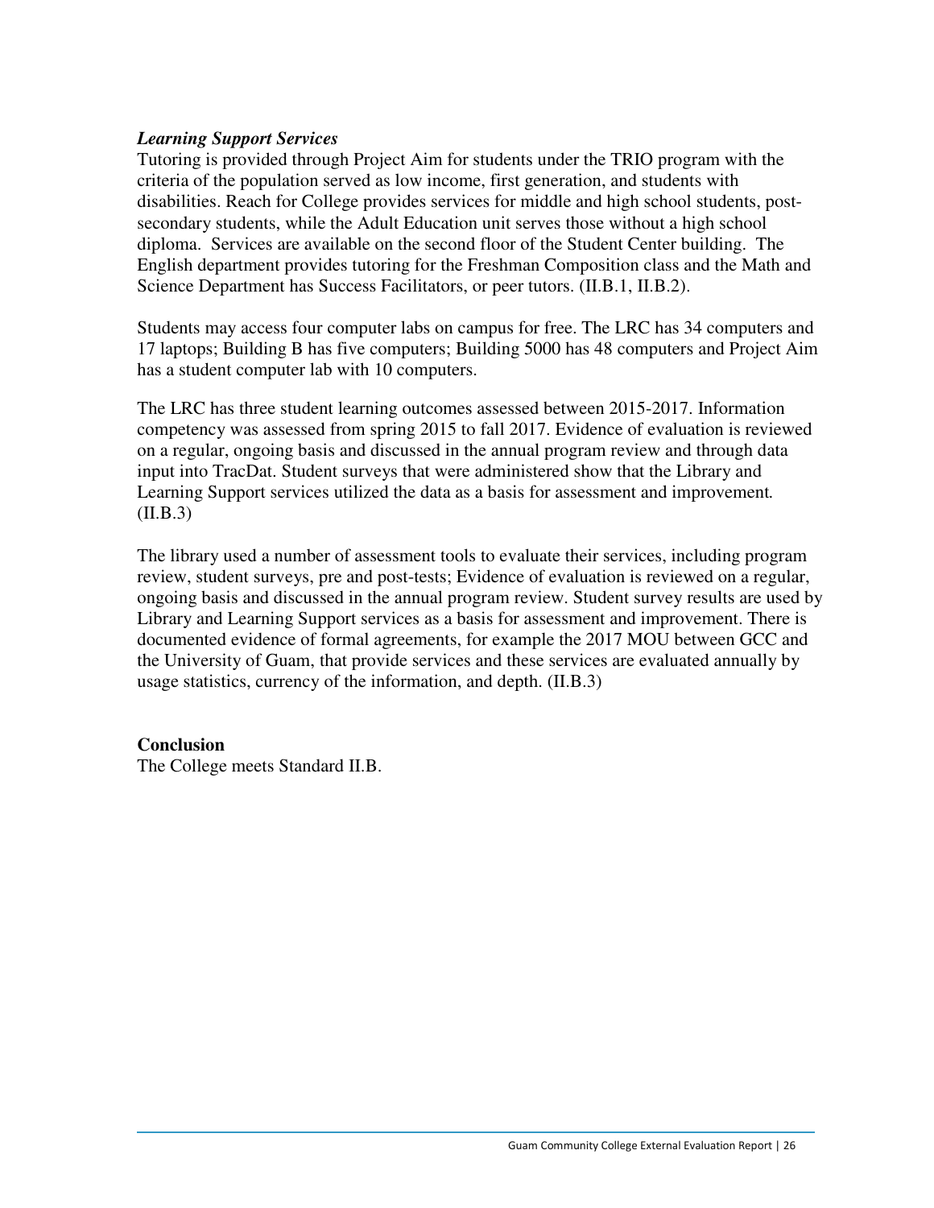***Learning Support Services***

Tutoring is provided through Project Aim for students under the TRIO program with the criteria of the population served as low income, first generation, and students with disabilities. Reach for College provides services for middle and high school students, post-secondary students, while the Adult Education unit serves those without a high school diploma. Services are available on the second floor of the Student Center building. The English department provides tutoring for the Freshman Composition class and the Math and Science Department has Success Facilitators, or peer tutors. (II.B.1, II.B.2).

Students may access four computer labs on campus for free. The LRC has 34 computers and 17 laptops; Building B has five computers; Building 5000 has 48 computers and Project Aim has a student computer lab with 10 computers.

The LRC has three student learning outcomes assessed between 2015-2017. Information competency was assessed from spring 2015 to fall 2017. Evidence of evaluation is reviewed on a regular, ongoing basis and discussed in the annual program review and through data input into TracDat. Student surveys that were administered show that the Library and Learning Support services utilized the data as a basis for assessment and improvement. (II.B.3)

The library used a number of assessment tools to evaluate their services, including program review, student surveys, pre and post-tests; Evidence of evaluation is reviewed on a regular, ongoing basis and discussed in the annual program review. Student survey results are used by Library and Learning Support services as a basis for assessment and improvement. There is documented evidence of formal agreements, for example the 2017 MOU between GCC and the University of Guam, that provide services and these services are evaluated annually by usage statistics, currency of the information, and depth. (II.B.3)

**Conclusion**

The College meets Standard II.B.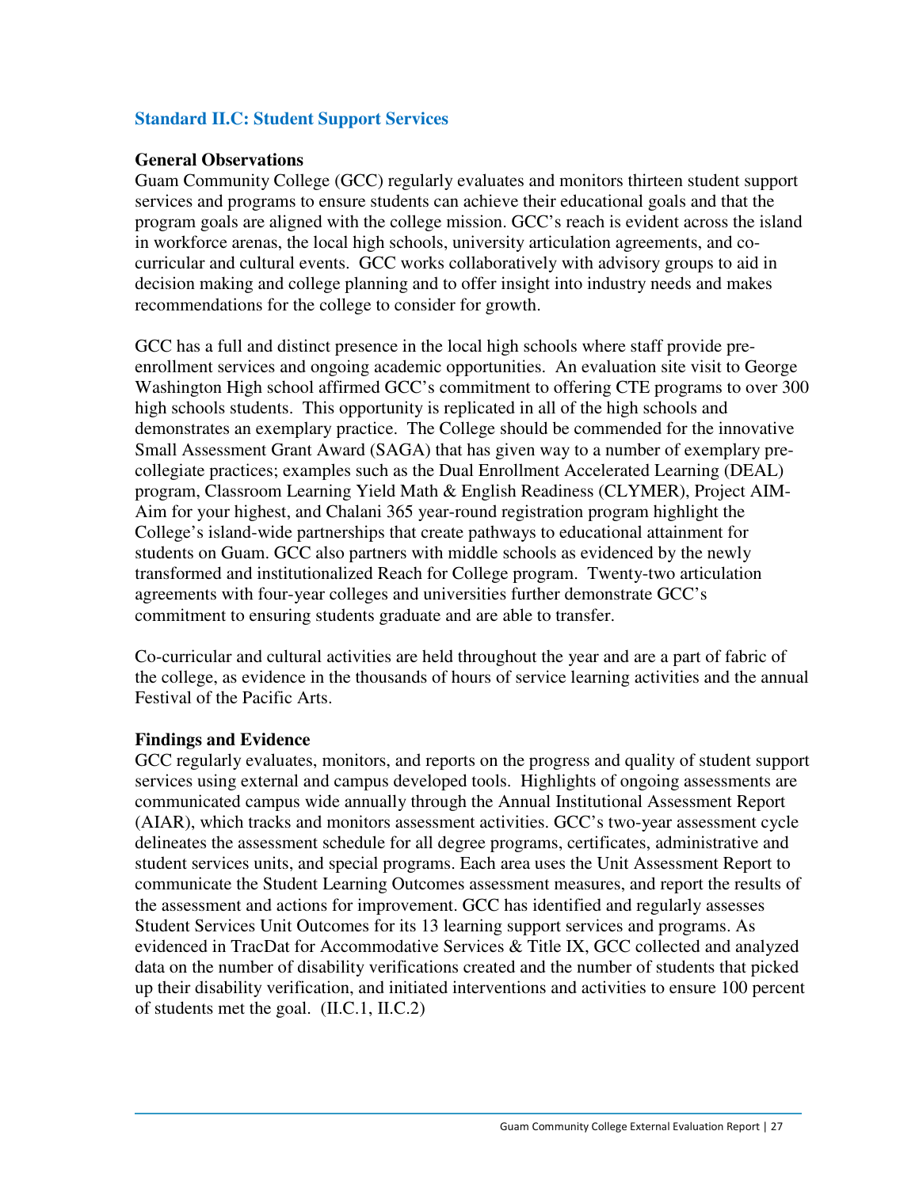## Standard II.C: Student Support Services

### General Observations

Guam Community College (GCC) regularly evaluates and monitors thirteen student support services and programs to ensure students can achieve their educational goals and that the program goals are aligned with the college mission. GCC's reach is evident across the island in workforce arenas, the local high schools, university articulation agreements, and co-curricular and cultural events. GCC works collaboratively with advisory groups to aid in decision making and college planning and to offer insight into industry needs and makes recommendations for the college to consider for growth.

GCC has a full and distinct presence in the local high schools where staff provide pre-enrollment services and ongoing academic opportunities. An evaluation site visit to George Washington High school affirmed GCC's commitment to offering CTE programs to over 300 high schools students. This opportunity is replicated in all of the high schools and demonstrates an exemplary practice. The College should be commended for the innovative Small Assessment Grant Award (SAGA) that has given way to a number of exemplary pre-collegiate practices; examples such as the Dual Enrollment Accelerated Learning (DEAL) program, Classroom Learning Yield Math & English Readiness (CLYMER), Project AIM-Aim for your highest, and Chalani 365 year-round registration program highlight the College's island-wide partnerships that create pathways to educational attainment for students on Guam. GCC also partners with middle schools as evidenced by the newly transformed and institutionalized Reach for College program. Twenty-two articulation agreements with four-year colleges and universities further demonstrate GCC's commitment to ensuring students graduate and are able to transfer.

Co-curricular and cultural activities are held throughout the year and are a part of fabric of the college, as evidence in the thousands of hours of service learning activities and the annual Festival of the Pacific Arts.

### Findings and Evidence

GCC regularly evaluates, monitors, and reports on the progress and quality of student support services using external and campus developed tools. Highlights of ongoing assessments are communicated campus wide annually through the Annual Institutional Assessment Report (AIAR), which tracks and monitors assessment activities. GCC's two-year assessment cycle delineates the assessment schedule for all degree programs, certificates, administrative and student services units, and special programs. Each area uses the Unit Assessment Report to communicate the Student Learning Outcomes assessment measures, and report the results of the assessment and actions for improvement. GCC has identified and regularly assesses Student Services Unit Outcomes for its 13 learning support services and programs. As evidenced in TracDat for Accommodative Services & Title IX, GCC collected and analyzed data on the number of disability verifications created and the number of students that picked up their disability verification, and initiated interventions and activities to ensure 100 percent of students met the goal. (II.C.1, II.C.2)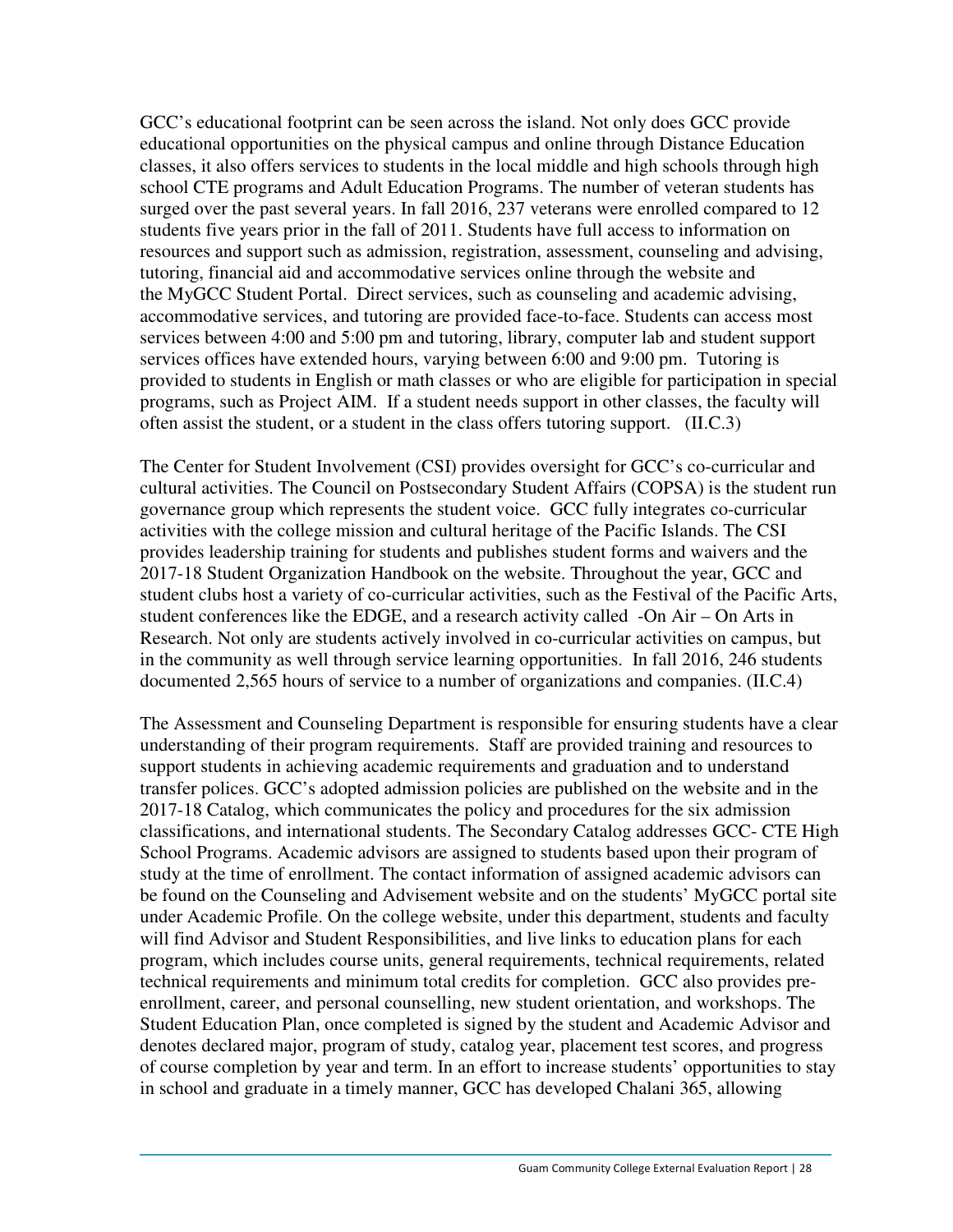GCC's educational footprint can be seen across the island. Not only does GCC provide educational opportunities on the physical campus and online through Distance Education classes, it also offers services to students in the local middle and high schools through high school CTE programs and Adult Education Programs. The number of veteran students has surged over the past several years. In fall 2016, 237 veterans were enrolled compared to 12 students five years prior in the fall of 2011. Students have full access to information on resources and support such as admission, registration, assessment, counseling and advising, tutoring, financial aid and accommodative services online through the website and the MyGCC Student Portal. Direct services, such as counseling and academic advising, accommodative services, and tutoring are provided face-to-face. Students can access most services between 4:00 and 5:00 pm and tutoring, library, computer lab and student support services offices have extended hours, varying between 6:00 and 9:00 pm. Tutoring is provided to students in English or math classes or who are eligible for participation in special programs, such as Project AIM. If a student needs support in other classes, the faculty will often assist the student, or a student in the class offers tutoring support. (II.C.3)

The Center for Student Involvement (CSI) provides oversight for GCC's co-curricular and cultural activities. The Council on Postsecondary Student Affairs (COPSA) is the student run governance group which represents the student voice. GCC fully integrates co-curricular activities with the college mission and cultural heritage of the Pacific Islands. The CSI provides leadership training for students and publishes student forms and waivers and the 2017-18 Student Organization Handbook on the website. Throughout the year, GCC and student clubs host a variety of co-curricular activities, such as the Festival of the Pacific Arts, student conferences like the EDGE, and a research activity called -On Air – On Arts in Research. Not only are students actively involved in co-curricular activities on campus, but in the community as well through service learning opportunities. In fall 2016, 246 students documented 2,565 hours of service to a number of organizations and companies. (II.C.4)

The Assessment and Counseling Department is responsible for ensuring students have a clear understanding of their program requirements. Staff are provided training and resources to support students in achieving academic requirements and graduation and to understand transfer polices. GCC's adopted admission policies are published on the website and in the 2017-18 Catalog, which communicates the policy and procedures for the six admission classifications, and international students. The Secondary Catalog addresses GCC- CTE High School Programs. Academic advisors are assigned to students based upon their program of study at the time of enrollment. The contact information of assigned academic advisors can be found on the Counseling and Advisement website and on the students' MyGCC portal site under Academic Profile. On the college website, under this department, students and faculty will find Advisor and Student Responsibilities, and live links to education plans for each program, which includes course units, general requirements, technical requirements, related technical requirements and minimum total credits for completion. GCC also provides pre-enrollment, career, and personal counselling, new student orientation, and workshops. The Student Education Plan, once completed is signed by the student and Academic Advisor and denotes declared major, program of study, catalog year, placement test scores, and progress of course completion by year and term. In an effort to increase students' opportunities to stay in school and graduate in a timely manner, GCC has developed Chalani 365, allowing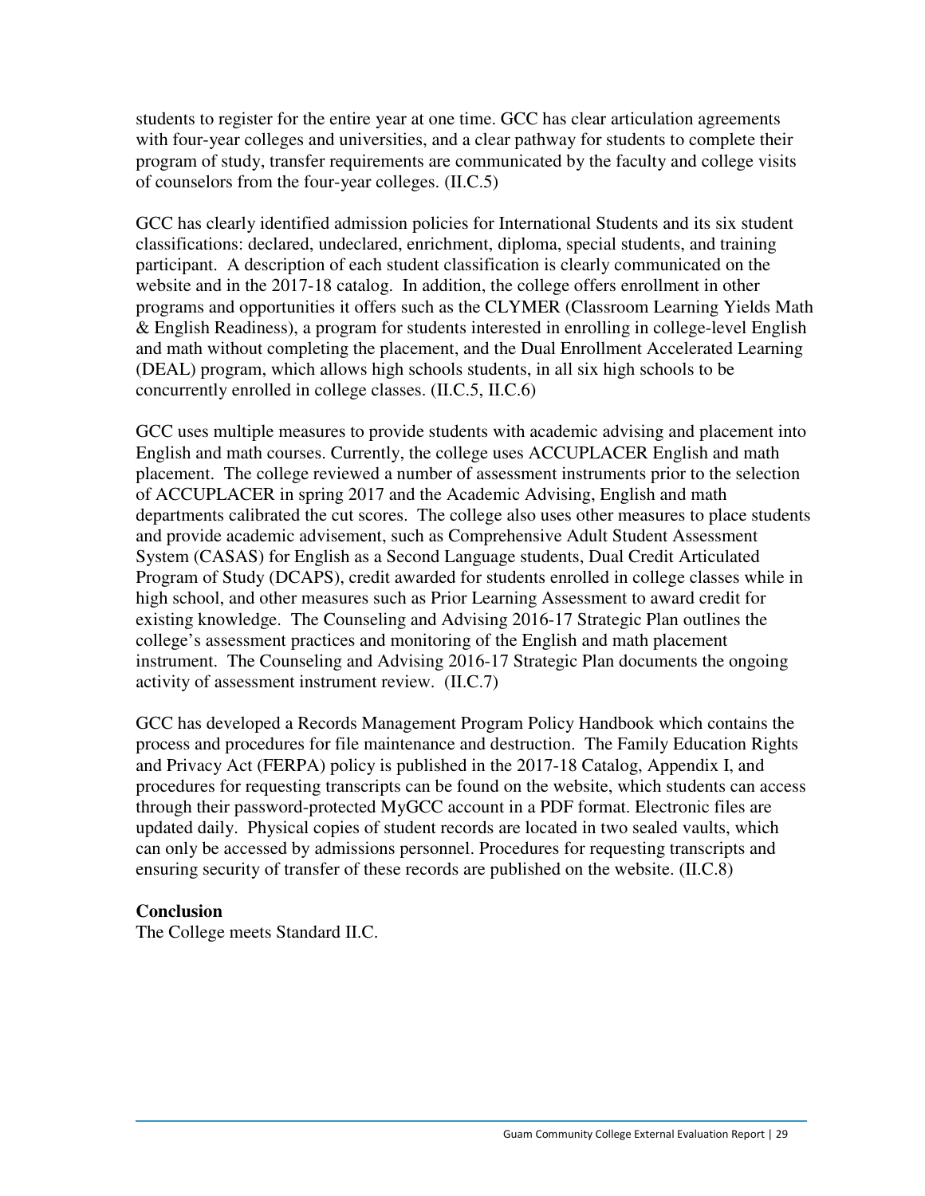students to register for the entire year at one time. GCC has clear articulation agreements with four-year colleges and universities, and a clear pathway for students to complete their program of study, transfer requirements are communicated by the faculty and college visits of counselors from the four-year colleges. (II.C.5)

GCC has clearly identified admission policies for International Students and its six student classifications: declared, undeclared, enrichment, diploma, special students, and training participant. A description of each student classification is clearly communicated on the website and in the 2017-18 catalog. In addition, the college offers enrollment in other programs and opportunities it offers such as the CLYMER (Classroom Learning Yields Math & English Readiness), a program for students interested in enrolling in college-level English and math without completing the placement, and the Dual Enrollment Accelerated Learning (DEAL) program, which allows high schools students, in all six high schools to be concurrently enrolled in college classes. (II.C.5, II.C.6)

GCC uses multiple measures to provide students with academic advising and placement into English and math courses. Currently, the college uses ACCUPLACER English and math placement. The college reviewed a number of assessment instruments prior to the selection of ACCUPLACER in spring 2017 and the Academic Advising, English and math departments calibrated the cut scores. The college also uses other measures to place students and provide academic advisement, such as Comprehensive Adult Student Assessment System (CASAS) for English as a Second Language students, Dual Credit Articulated Program of Study (DCAPS), credit awarded for students enrolled in college classes while in high school, and other measures such as Prior Learning Assessment to award credit for existing knowledge. The Counseling and Advising 2016-17 Strategic Plan outlines the college's assessment practices and monitoring of the English and math placement instrument. The Counseling and Advising 2016-17 Strategic Plan documents the ongoing activity of assessment instrument review. (II.C.7)

GCC has developed a Records Management Program Policy Handbook which contains the process and procedures for file maintenance and destruction. The Family Education Rights and Privacy Act (FERPA) policy is published in the 2017-18 Catalog, Appendix I, and procedures for requesting transcripts can be found on the website, which students can access through their password-protected MyGCC account in a PDF format. Electronic files are updated daily. Physical copies of student records are located in two sealed vaults, which can only be accessed by admissions personnel. Procedures for requesting transcripts and ensuring security of transfer of these records are published on the website. (II.C.8)

**Conclusion**

The College meets Standard II.C.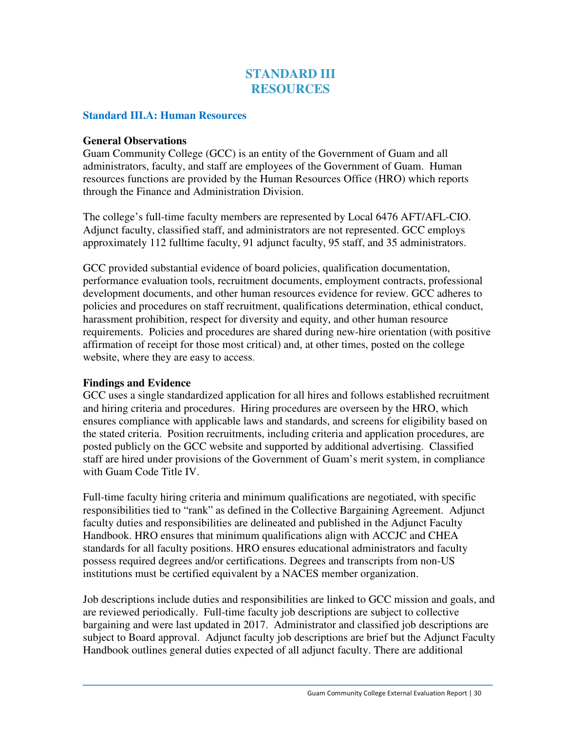# STANDARD III
# RESOURCES

## Standard III.A: Human Resources

### General Observations

Guam Community College (GCC) is an entity of the Government of Guam and all administrators, faculty, and staff are employees of the Government of Guam. Human resources functions are provided by the Human Resources Office (HRO) which reports through the Finance and Administration Division.

The college's full-time faculty members are represented by Local 6476 AFT/AFL-CIO. Adjunct faculty, classified staff, and administrators are not represented. GCC employs approximately 112 fulltime faculty, 91 adjunct faculty, 95 staff, and 35 administrators.

GCC provided substantial evidence of board policies, qualification documentation, performance evaluation tools, recruitment documents, employment contracts, professional development documents, and other human resources evidence for review. GCC adheres to policies and procedures on staff recruitment, qualifications determination, ethical conduct, harassment prohibition, respect for diversity and equity, and other human resource requirements. Policies and procedures are shared during new-hire orientation (with positive affirmation of receipt for those most critical) and, at other times, posted on the college website, where they are easy to access.

### Findings and Evidence

GCC uses a single standardized application for all hires and follows established recruitment and hiring criteria and procedures. Hiring procedures are overseen by the HRO, which ensures compliance with applicable laws and standards, and screens for eligibility based on the stated criteria. Position recruitments, including criteria and application procedures, are posted publicly on the GCC website and supported by additional advertising. Classified staff are hired under provisions of the Government of Guam's merit system, in compliance with Guam Code Title IV.

Full-time faculty hiring criteria and minimum qualifications are negotiated, with specific responsibilities tied to "rank" as defined in the Collective Bargaining Agreement. Adjunct faculty duties and responsibilities are delineated and published in the Adjunct Faculty Handbook. HRO ensures that minimum qualifications align with ACCJC and CHEA standards for all faculty positions. HRO ensures educational administrators and faculty possess required degrees and/or certifications. Degrees and transcripts from non-US institutions must be certified equivalent by a NACES member organization.

Job descriptions include duties and responsibilities are linked to GCC mission and goals, and are reviewed periodically. Full-time faculty job descriptions are subject to collective bargaining and were last updated in 2017. Administrator and classified job descriptions are subject to Board approval. Adjunct faculty job descriptions are brief but the Adjunct Faculty Handbook outlines general duties expected of all adjunct faculty. There are additional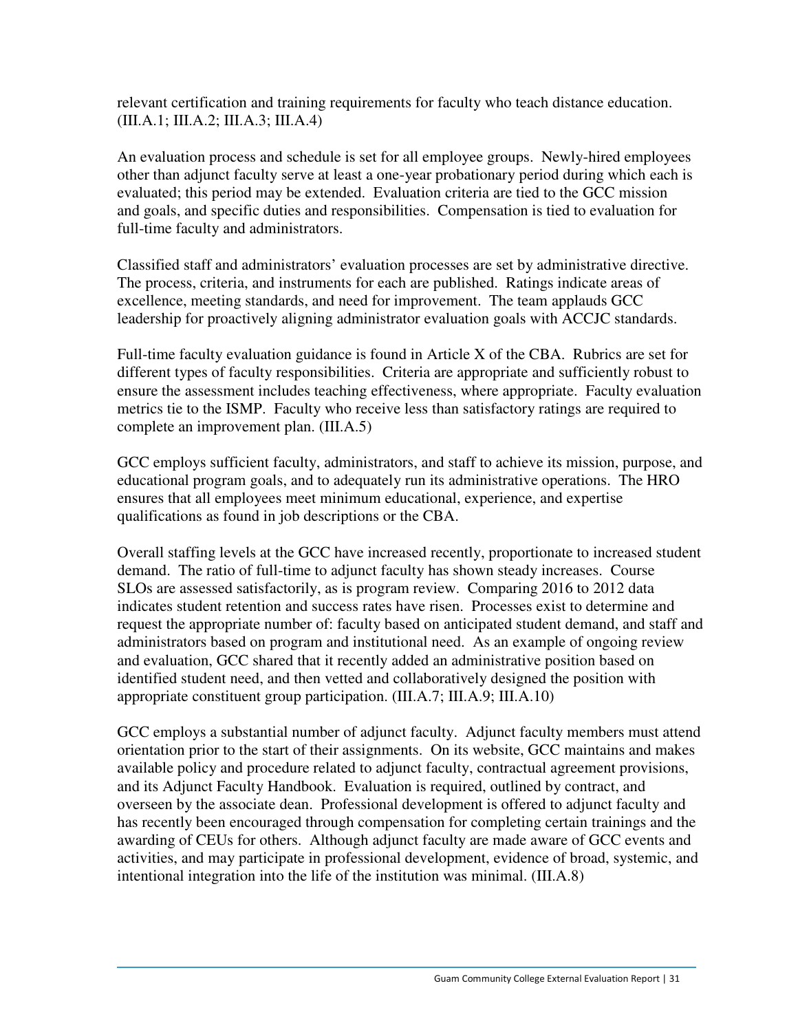relevant certification and training requirements for faculty who teach distance education. (III.A.1; III.A.2; III.A.3; III.A.4)

An evaluation process and schedule is set for all employee groups. Newly-hired employees other than adjunct faculty serve at least a one-year probationary period during which each is evaluated; this period may be extended. Evaluation criteria are tied to the GCC mission and goals, and specific duties and responsibilities. Compensation is tied to evaluation for full-time faculty and administrators.

Classified staff and administrators' evaluation processes are set by administrative directive. The process, criteria, and instruments for each are published. Ratings indicate areas of excellence, meeting standards, and need for improvement. The team applauds GCC leadership for proactively aligning administrator evaluation goals with ACCJC standards.

Full-time faculty evaluation guidance is found in Article X of the CBA. Rubrics are set for different types of faculty responsibilities. Criteria are appropriate and sufficiently robust to ensure the assessment includes teaching effectiveness, where appropriate. Faculty evaluation metrics tie to the ISMP. Faculty who receive less than satisfactory ratings are required to complete an improvement plan. (III.A.5)

GCC employs sufficient faculty, administrators, and staff to achieve its mission, purpose, and educational program goals, and to adequately run its administrative operations. The HRO ensures that all employees meet minimum educational, experience, and expertise qualifications as found in job descriptions or the CBA.

Overall staffing levels at the GCC have increased recently, proportionate to increased student demand. The ratio of full-time to adjunct faculty has shown steady increases. Course SLOs are assessed satisfactorily, as is program review. Comparing 2016 to 2012 data indicates student retention and success rates have risen. Processes exist to determine and request the appropriate number of: faculty based on anticipated student demand, and staff and administrators based on program and institutional need. As an example of ongoing review and evaluation, GCC shared that it recently added an administrative position based on identified student need, and then vetted and collaboratively designed the position with appropriate constituent group participation. (III.A.7; III.A.9; III.A.10)

GCC employs a substantial number of adjunct faculty. Adjunct faculty members must attend orientation prior to the start of their assignments. On its website, GCC maintains and makes available policy and procedure related to adjunct faculty, contractual agreement provisions, and its Adjunct Faculty Handbook. Evaluation is required, outlined by contract, and overseen by the associate dean. Professional development is offered to adjunct faculty and has recently been encouraged through compensation for completing certain trainings and the awarding of CEUs for others. Although adjunct faculty are made aware of GCC events and activities, and may participate in professional development, evidence of broad, systemic, and intentional integration into the life of the institution was minimal. (III.A.8)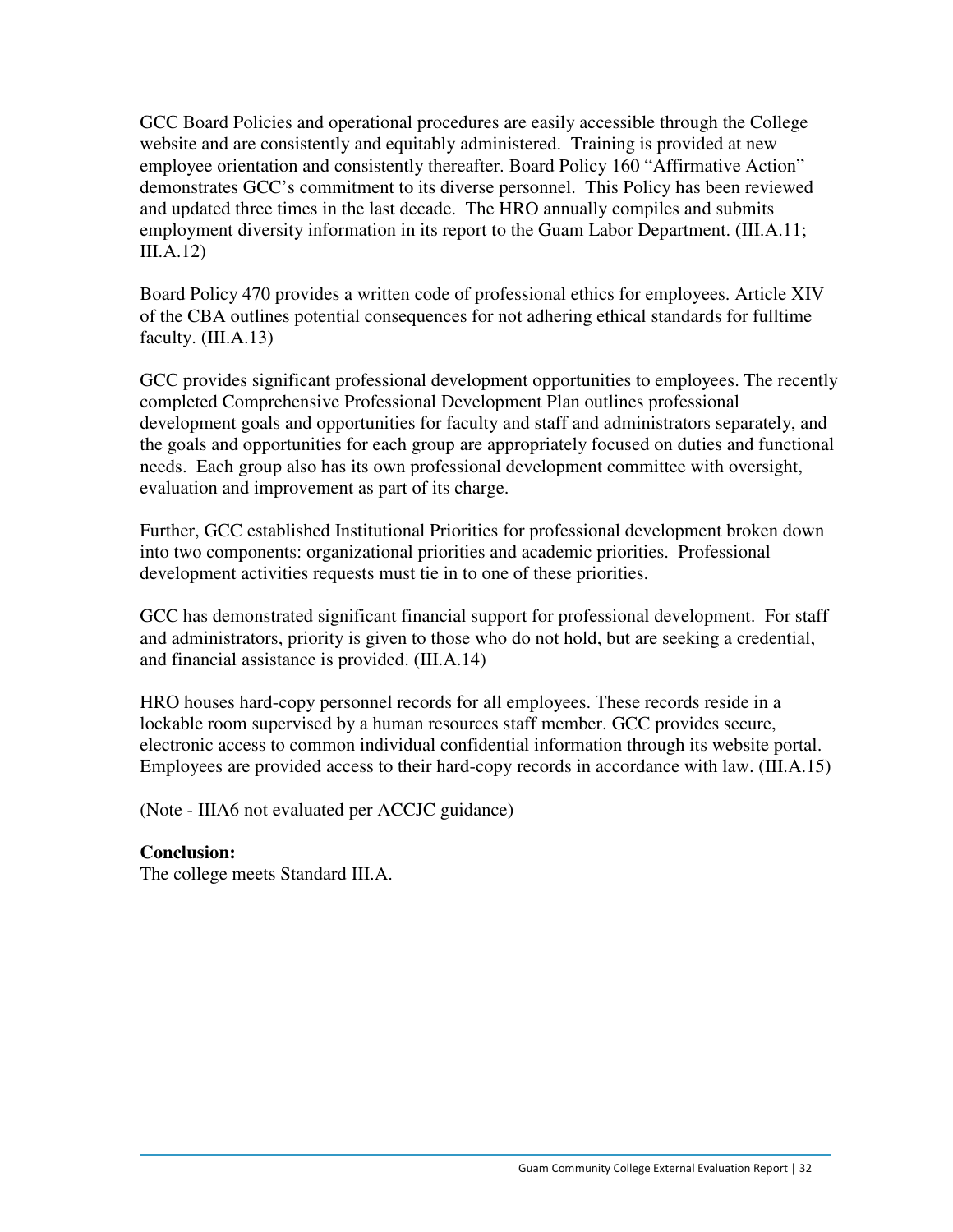GCC Board Policies and operational procedures are easily accessible through the College website and are consistently and equitably administered. Training is provided at new employee orientation and consistently thereafter. Board Policy 160 "Affirmative Action" demonstrates GCC's commitment to its diverse personnel. This Policy has been reviewed and updated three times in the last decade. The HRO annually compiles and submits employment diversity information in its report to the Guam Labor Department. (III.A.11; III.A.12)

Board Policy 470 provides a written code of professional ethics for employees. Article XIV of the CBA outlines potential consequences for not adhering ethical standards for fulltime faculty. (III.A.13)

GCC provides significant professional development opportunities to employees. The recently completed Comprehensive Professional Development Plan outlines professional development goals and opportunities for faculty and staff and administrators separately, and the goals and opportunities for each group are appropriately focused on duties and functional needs. Each group also has its own professional development committee with oversight, evaluation and improvement as part of its charge.

Further, GCC established Institutional Priorities for professional development broken down into two components: organizational priorities and academic priorities. Professional development activities requests must tie in to one of these priorities.

GCC has demonstrated significant financial support for professional development. For staff and administrators, priority is given to those who do not hold, but are seeking a credential, and financial assistance is provided. (III.A.14)

HRO houses hard-copy personnel records for all employees. These records reside in a lockable room supervised by a human resources staff member. GCC provides secure, electronic access to common individual confidential information through its website portal. Employees are provided access to their hard-copy records in accordance with law. (III.A.15)

(Note - IIIA6 not evaluated per ACCJC guidance)

**Conclusion:**
The college meets Standard III.A.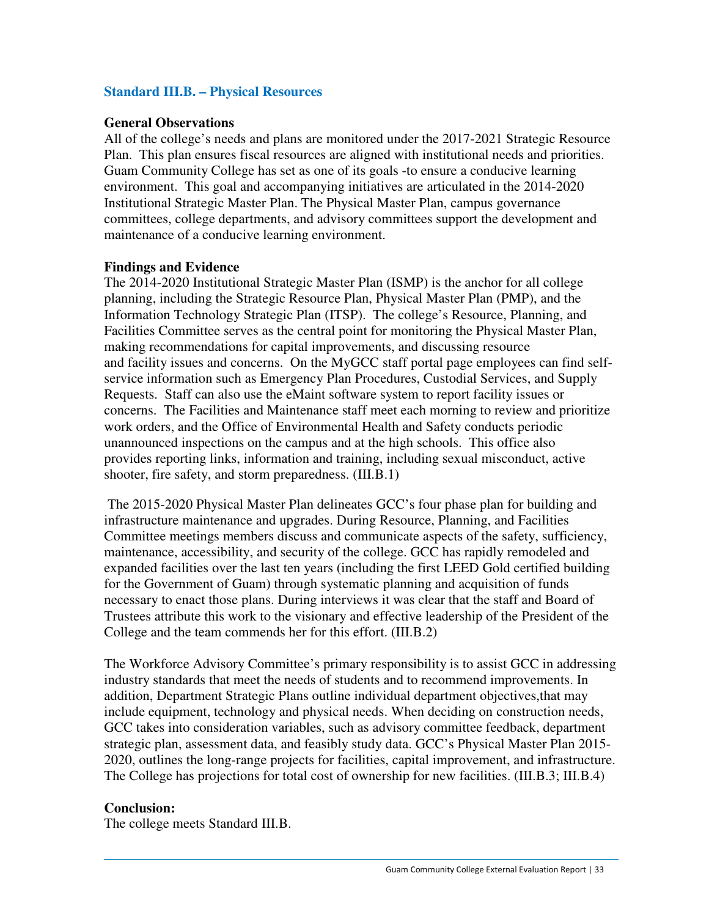### Standard III.B. – Physical Resources

**General Observations**

All of the college's needs and plans are monitored under the 2017-2021 Strategic Resource Plan. This plan ensures fiscal resources are aligned with institutional needs and priorities. Guam Community College has set as one of its goals -to ensure a conducive learning environment. This goal and accompanying initiatives are articulated in the 2014-2020 Institutional Strategic Master Plan. The Physical Master Plan, campus governance committees, college departments, and advisory committees support the development and maintenance of a conducive learning environment.

**Findings and Evidence**

The 2014-2020 Institutional Strategic Master Plan (ISMP) is the anchor for all college planning, including the Strategic Resource Plan, Physical Master Plan (PMP), and the Information Technology Strategic Plan (ITSP). The college's Resource, Planning, and Facilities Committee serves as the central point for monitoring the Physical Master Plan, making recommendations for capital improvements, and discussing resource and facility issues and concerns. On the MyGCC staff portal page employees can find self-service information such as Emergency Plan Procedures, Custodial Services, and Supply Requests. Staff can also use the eMaint software system to report facility issues or concerns. The Facilities and Maintenance staff meet each morning to review and prioritize work orders, and the Office of Environmental Health and Safety conducts periodic unannounced inspections on the campus and at the high schools. This office also provides reporting links, information and training, including sexual misconduct, active shooter, fire safety, and storm preparedness. (III.B.1)

The 2015-2020 Physical Master Plan delineates GCC's four phase plan for building and infrastructure maintenance and upgrades. During Resource, Planning, and Facilities Committee meetings members discuss and communicate aspects of the safety, sufficiency, maintenance, accessibility, and security of the college. GCC has rapidly remodeled and expanded facilities over the last ten years (including the first LEED Gold certified building for the Government of Guam) through systematic planning and acquisition of funds necessary to enact those plans. During interviews it was clear that the staff and Board of Trustees attribute this work to the visionary and effective leadership of the President of the College and the team commends her for this effort. (III.B.2)

The Workforce Advisory Committee's primary responsibility is to assist GCC in addressing industry standards that meet the needs of students and to recommend improvements. In addition, Department Strategic Plans outline individual department objectives,that may include equipment, technology and physical needs. When deciding on construction needs, GCC takes into consideration variables, such as advisory committee feedback, department strategic plan, assessment data, and feasibly study data. GCC's Physical Master Plan 2015-2020, outlines the long-range projects for facilities, capital improvement, and infrastructure. The College has projections for total cost of ownership for new facilities. (III.B.3; III.B.4)

**Conclusion:**

The college meets Standard III.B.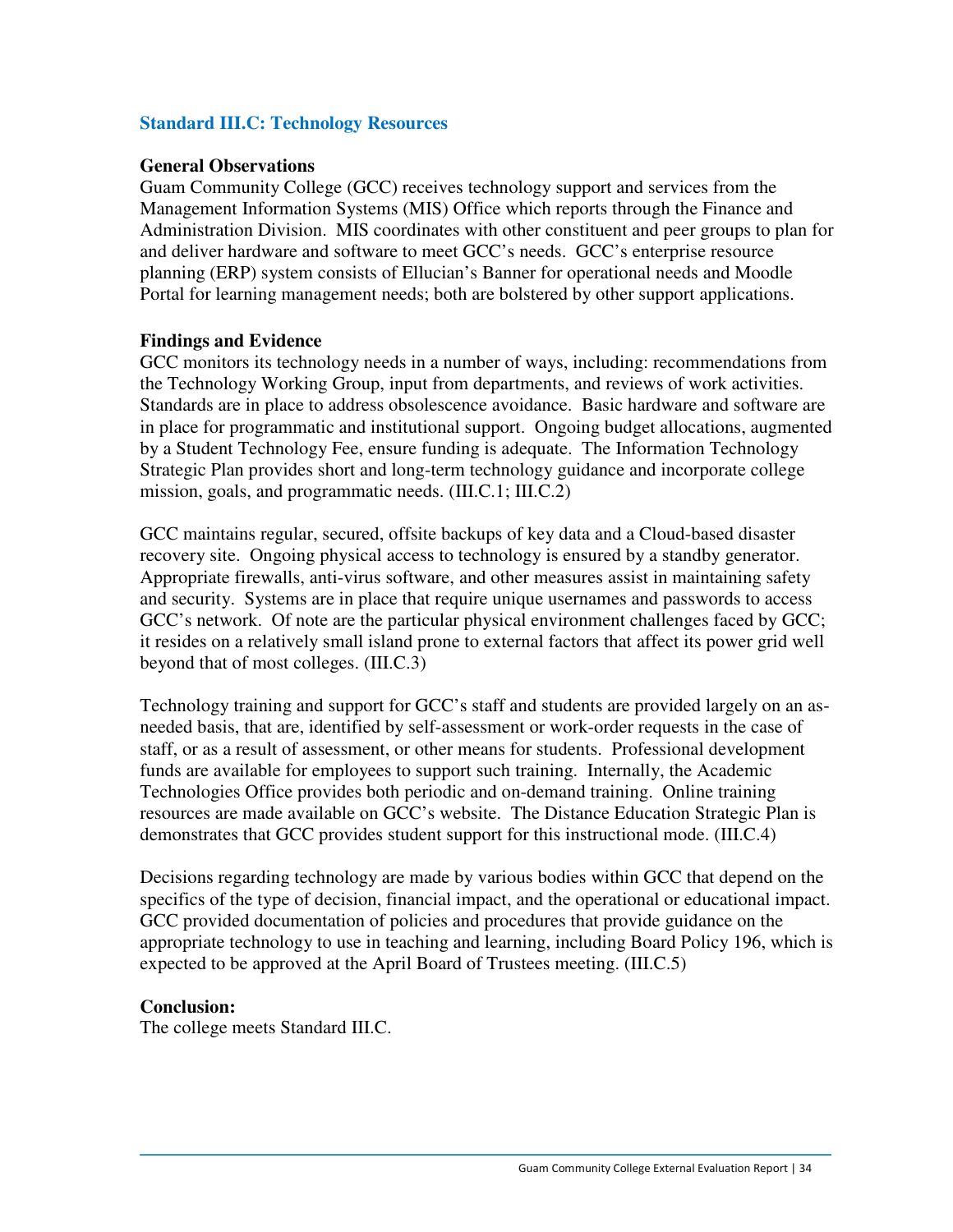## Standard III.C: Technology Resources

**General Observations**

Guam Community College (GCC) receives technology support and services from the Management Information Systems (MIS) Office which reports through the Finance and Administration Division. MIS coordinates with other constituent and peer groups to plan for and deliver hardware and software to meet GCC's needs. GCC's enterprise resource planning (ERP) system consists of Ellucian's Banner for operational needs and Moodle Portal for learning management needs; both are bolstered by other support applications.

**Findings and Evidence**

GCC monitors its technology needs in a number of ways, including: recommendations from the Technology Working Group, input from departments, and reviews of work activities. Standards are in place to address obsolescence avoidance. Basic hardware and software are in place for programmatic and institutional support. Ongoing budget allocations, augmented by a Student Technology Fee, ensure funding is adequate. The Information Technology Strategic Plan provides short and long-term technology guidance and incorporate college mission, goals, and programmatic needs. (III.C.1; III.C.2)

GCC maintains regular, secured, offsite backups of key data and a Cloud-based disaster recovery site. Ongoing physical access to technology is ensured by a standby generator. Appropriate firewalls, anti-virus software, and other measures assist in maintaining safety and security. Systems are in place that require unique usernames and passwords to access GCC's network. Of note are the particular physical environment challenges faced by GCC; it resides on a relatively small island prone to external factors that affect its power grid well beyond that of most colleges. (III.C.3)

Technology training and support for GCC's staff and students are provided largely on an as-needed basis, that are, identified by self-assessment or work-order requests in the case of staff, or as a result of assessment, or other means for students. Professional development funds are available for employees to support such training. Internally, the Academic Technologies Office provides both periodic and on-demand training. Online training resources are made available on GCC's website. The Distance Education Strategic Plan is demonstrates that GCC provides student support for this instructional mode. (III.C.4)

Decisions regarding technology are made by various bodies within GCC that depend on the specifics of the type of decision, financial impact, and the operational or educational impact. GCC provided documentation of policies and procedures that provide guidance on the appropriate technology to use in teaching and learning, including Board Policy 196, which is expected to be approved at the April Board of Trustees meeting. (III.C.5)

**Conclusion:**

The college meets Standard III.C.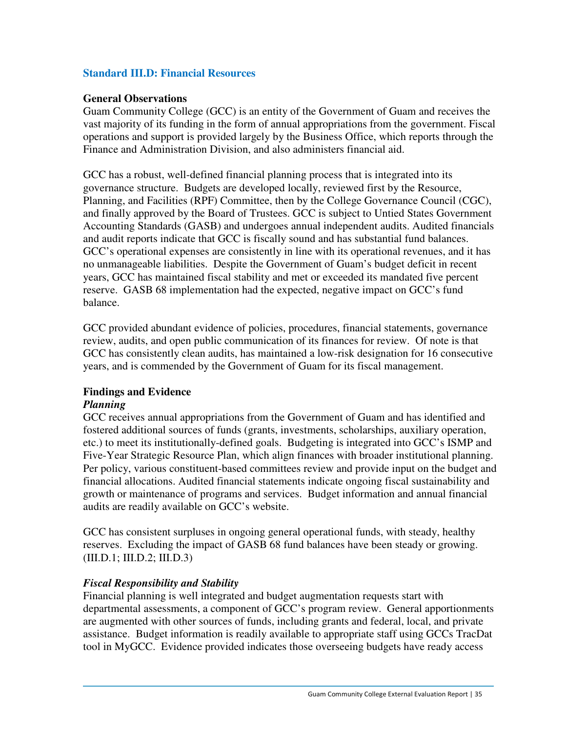## Standard III.D: Financial Resources

**General Observations**

Guam Community College (GCC) is an entity of the Government of Guam and receives the vast majority of its funding in the form of annual appropriations from the government. Fiscal operations and support is provided largely by the Business Office, which reports through the Finance and Administration Division, and also administers financial aid.

GCC has a robust, well-defined financial planning process that is integrated into its governance structure. Budgets are developed locally, reviewed first by the Resource, Planning, and Facilities (RPF) Committee, then by the College Governance Council (CGC), and finally approved by the Board of Trustees. GCC is subject to Untied States Government Accounting Standards (GASB) and undergoes annual independent audits. Audited financials and audit reports indicate that GCC is fiscally sound and has substantial fund balances. GCC's operational expenses are consistently in line with its operational revenues, and it has no unmanageable liabilities. Despite the Government of Guam's budget deficit in recent years, GCC has maintained fiscal stability and met or exceeded its mandated five percent reserve. GASB 68 implementation had the expected, negative impact on GCC's fund balance.

GCC provided abundant evidence of policies, procedures, financial statements, governance review, audits, and open public communication of its finances for review. Of note is that GCC has consistently clean audits, has maintained a low-risk designation for 16 consecutive years, and is commended by the Government of Guam for its fiscal management.

**Findings and Evidence**

***Planning***

GCC receives annual appropriations from the Government of Guam and has identified and fostered additional sources of funds (grants, investments, scholarships, auxiliary operation, etc.) to meet its institutionally-defined goals. Budgeting is integrated into GCC's ISMP and Five-Year Strategic Resource Plan, which align finances with broader institutional planning. Per policy, various constituent-based committees review and provide input on the budget and financial allocations. Audited financial statements indicate ongoing fiscal sustainability and growth or maintenance of programs and services. Budget information and annual financial audits are readily available on GCC's website.

GCC has consistent surpluses in ongoing general operational funds, with steady, healthy reserves. Excluding the impact of GASB 68 fund balances have been steady or growing. (III.D.1; III.D.2; III.D.3)

***Fiscal Responsibility and Stability***

Financial planning is well integrated and budget augmentation requests start with departmental assessments, a component of GCC's program review. General apportionments are augmented with other sources of funds, including grants and federal, local, and private assistance. Budget information is readily available to appropriate staff using GCCs TracDat tool in MyGCC. Evidence provided indicates those overseeing budgets have ready access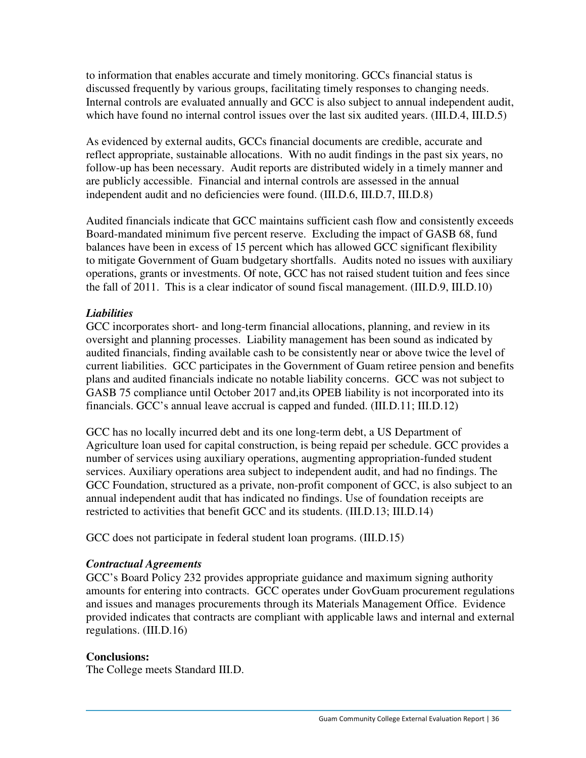to information that enables accurate and timely monitoring. GCCs financial status is discussed frequently by various groups, facilitating timely responses to changing needs. Internal controls are evaluated annually and GCC is also subject to annual independent audit, which have found no internal control issues over the last six audited years. (III.D.4, III.D.5)

As evidenced by external audits, GCCs financial documents are credible, accurate and reflect appropriate, sustainable allocations. With no audit findings in the past six years, no follow-up has been necessary. Audit reports are distributed widely in a timely manner and are publicly accessible. Financial and internal controls are assessed in the annual independent audit and no deficiencies were found. (III.D.6, III.D.7, III.D.8)

Audited financials indicate that GCC maintains sufficient cash flow and consistently exceeds Board-mandated minimum five percent reserve. Excluding the impact of GASB 68, fund balances have been in excess of 15 percent which has allowed GCC significant flexibility to mitigate Government of Guam budgetary shortfalls. Audits noted no issues with auxiliary operations, grants or investments. Of note, GCC has not raised student tuition and fees since the fall of 2011. This is a clear indicator of sound fiscal management. (III.D.9, III.D.10)

***Liabilities***

GCC incorporates short- and long-term financial allocations, planning, and review in its oversight and planning processes. Liability management has been sound as indicated by audited financials, finding available cash to be consistently near or above twice the level of current liabilities. GCC participates in the Government of Guam retiree pension and benefits plans and audited financials indicate no notable liability concerns. GCC was not subject to GASB 75 compliance until October 2017 and,its OPEB liability is not incorporated into its financials. GCC's annual leave accrual is capped and funded. (III.D.11; III.D.12)

GCC has no locally incurred debt and its one long-term debt, a US Department of Agriculture loan used for capital construction, is being repaid per schedule. GCC provides a number of services using auxiliary operations, augmenting appropriation-funded student services. Auxiliary operations area subject to independent audit, and had no findings. The GCC Foundation, structured as a private, non-profit component of GCC, is also subject to an annual independent audit that has indicated no findings. Use of foundation receipts are restricted to activities that benefit GCC and its students. (III.D.13; III.D.14)

GCC does not participate in federal student loan programs. (III.D.15)

***Contractual Agreements***

GCC's Board Policy 232 provides appropriate guidance and maximum signing authority amounts for entering into contracts. GCC operates under GovGuam procurement regulations and issues and manages procurements through its Materials Management Office. Evidence provided indicates that contracts are compliant with applicable laws and internal and external regulations. (III.D.16)

**Conclusions:**

The College meets Standard III.D.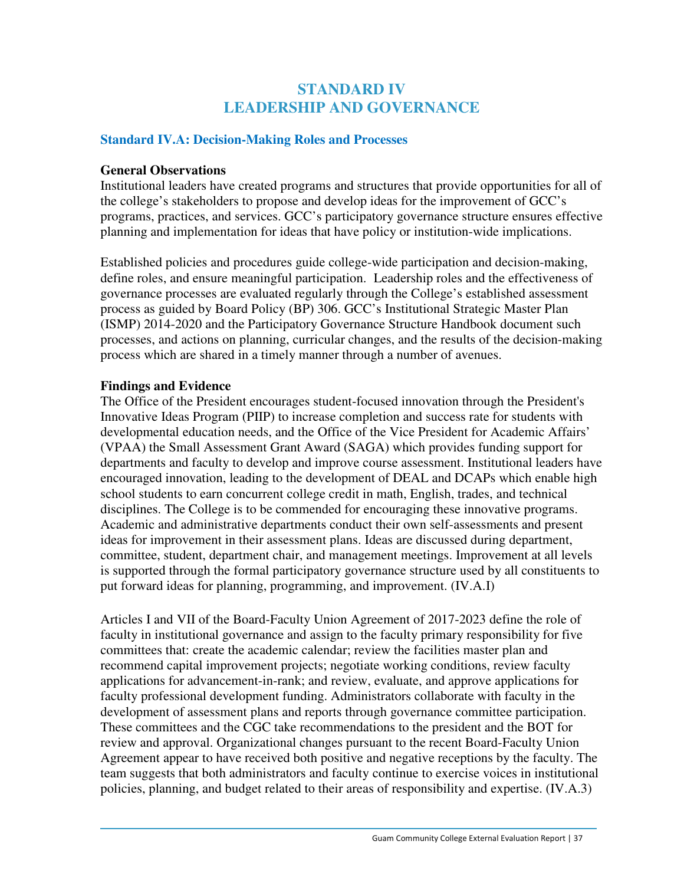# STANDARD IV
# LEADERSHIP AND GOVERNANCE

## Standard IV.A: Decision-Making Roles and Processes

**General Observations**

Institutional leaders have created programs and structures that provide opportunities for all of the college's stakeholders to propose and develop ideas for the improvement of GCC's programs, practices, and services. GCC's participatory governance structure ensures effective planning and implementation for ideas that have policy or institution-wide implications.

Established policies and procedures guide college-wide participation and decision-making, define roles, and ensure meaningful participation. Leadership roles and the effectiveness of governance processes are evaluated regularly through the College's established assessment process as guided by Board Policy (BP) 306. GCC's Institutional Strategic Master Plan (ISMP) 2014-2020 and the Participatory Governance Structure Handbook document such processes, and actions on planning, curricular changes, and the results of the decision-making process which are shared in a timely manner through a number of avenues.

**Findings and Evidence**

The Office of the President encourages student-focused innovation through the President's Innovative Ideas Program (PIIP) to increase completion and success rate for students with developmental education needs, and the Office of the Vice President for Academic Affairs' (VPAA) the Small Assessment Grant Award (SAGA) which provides funding support for departments and faculty to develop and improve course assessment. Institutional leaders have encouraged innovation, leading to the development of DEAL and DCAPs which enable high school students to earn concurrent college credit in math, English, trades, and technical disciplines. The College is to be commended for encouraging these innovative programs. Academic and administrative departments conduct their own self-assessments and present ideas for improvement in their assessment plans. Ideas are discussed during department, committee, student, department chair, and management meetings. Improvement at all levels is supported through the formal participatory governance structure used by all constituents to put forward ideas for planning, programming, and improvement. (IV.A.I)

Articles I and VII of the Board-Faculty Union Agreement of 2017-2023 define the role of faculty in institutional governance and assign to the faculty primary responsibility for five committees that: create the academic calendar; review the facilities master plan and recommend capital improvement projects; negotiate working conditions, review faculty applications for advancement-in-rank; and review, evaluate, and approve applications for faculty professional development funding. Administrators collaborate with faculty in the development of assessment plans and reports through governance committee participation. These committees and the CGC take recommendations to the president and the BOT for review and approval. Organizational changes pursuant to the recent Board-Faculty Union Agreement appear to have received both positive and negative receptions by the faculty. The team suggests that both administrators and faculty continue to exercise voices in institutional policies, planning, and budget related to their areas of responsibility and expertise. (IV.A.3)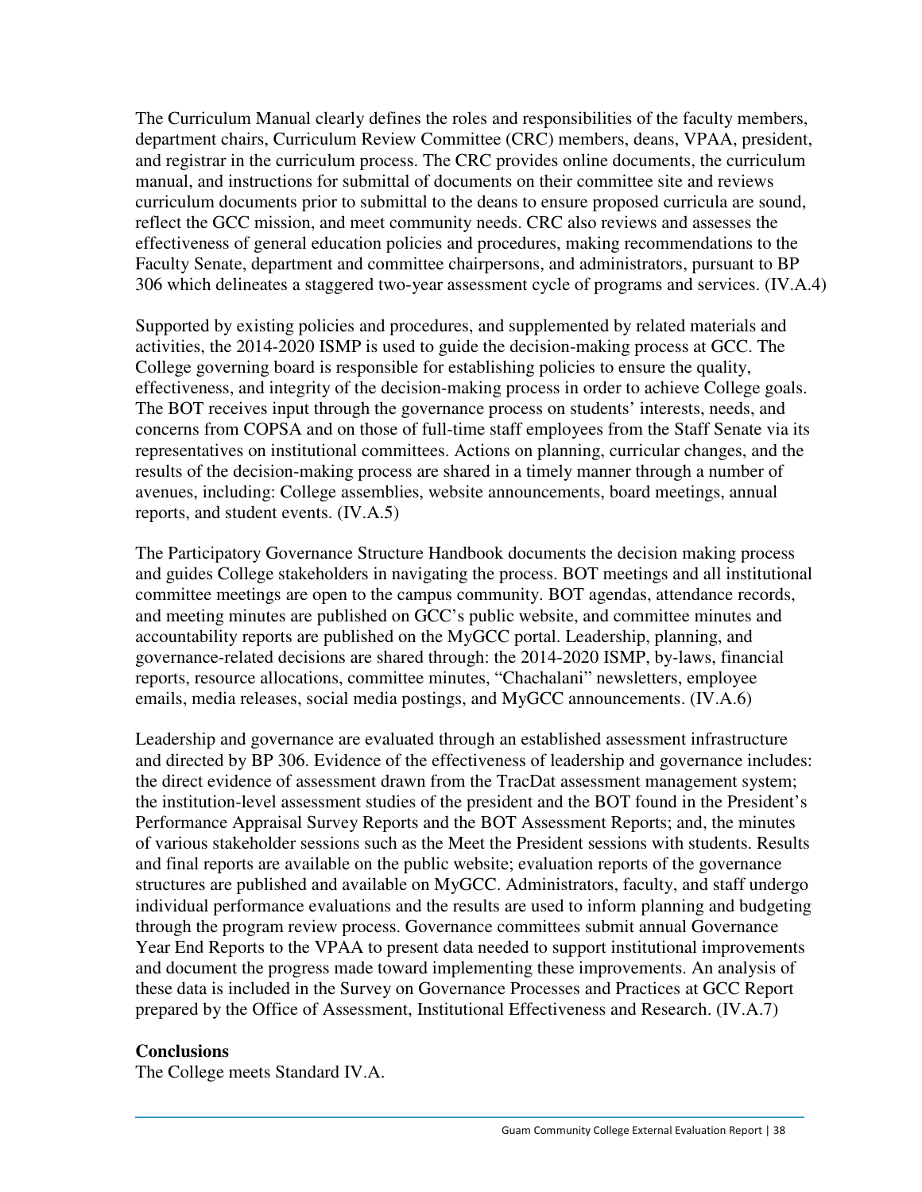The Curriculum Manual clearly defines the roles and responsibilities of the faculty members, department chairs, Curriculum Review Committee (CRC) members, deans, VPAA, president, and registrar in the curriculum process. The CRC provides online documents, the curriculum manual, and instructions for submittal of documents on their committee site and reviews curriculum documents prior to submittal to the deans to ensure proposed curricula are sound, reflect the GCC mission, and meet community needs. CRC also reviews and assesses the effectiveness of general education policies and procedures, making recommendations to the Faculty Senate, department and committee chairpersons, and administrators, pursuant to BP 306 which delineates a staggered two-year assessment cycle of programs and services. (IV.A.4)

Supported by existing policies and procedures, and supplemented by related materials and activities, the 2014-2020 ISMP is used to guide the decision-making process at GCC. The College governing board is responsible for establishing policies to ensure the quality, effectiveness, and integrity of the decision-making process in order to achieve College goals. The BOT receives input through the governance process on students' interests, needs, and concerns from COPSA and on those of full-time staff employees from the Staff Senate via its representatives on institutional committees. Actions on planning, curricular changes, and the results of the decision-making process are shared in a timely manner through a number of avenues, including: College assemblies, website announcements, board meetings, annual reports, and student events. (IV.A.5)

The Participatory Governance Structure Handbook documents the decision making process and guides College stakeholders in navigating the process. BOT meetings and all institutional committee meetings are open to the campus community. BOT agendas, attendance records, and meeting minutes are published on GCC's public website, and committee minutes and accountability reports are published on the MyGCC portal. Leadership, planning, and governance-related decisions are shared through: the 2014-2020 ISMP, by-laws, financial reports, resource allocations, committee minutes, "Chachalani" newsletters, employee emails, media releases, social media postings, and MyGCC announcements. (IV.A.6)

Leadership and governance are evaluated through an established assessment infrastructure and directed by BP 306. Evidence of the effectiveness of leadership and governance includes: the direct evidence of assessment drawn from the TracDat assessment management system; the institution-level assessment studies of the president and the BOT found in the President's Performance Appraisal Survey Reports and the BOT Assessment Reports; and, the minutes of various stakeholder sessions such as the Meet the President sessions with students. Results and final reports are available on the public website; evaluation reports of the governance structures are published and available on MyGCC. Administrators, faculty, and staff undergo individual performance evaluations and the results are used to inform planning and budgeting through the program review process. Governance committees submit annual Governance Year End Reports to the VPAA to present data needed to support institutional improvements and document the progress made toward implementing these improvements. An analysis of these data is included in the Survey on Governance Processes and Practices at GCC Report prepared by the Office of Assessment, Institutional Effectiveness and Research. (IV.A.7)

**Conclusions**

The College meets Standard IV.A.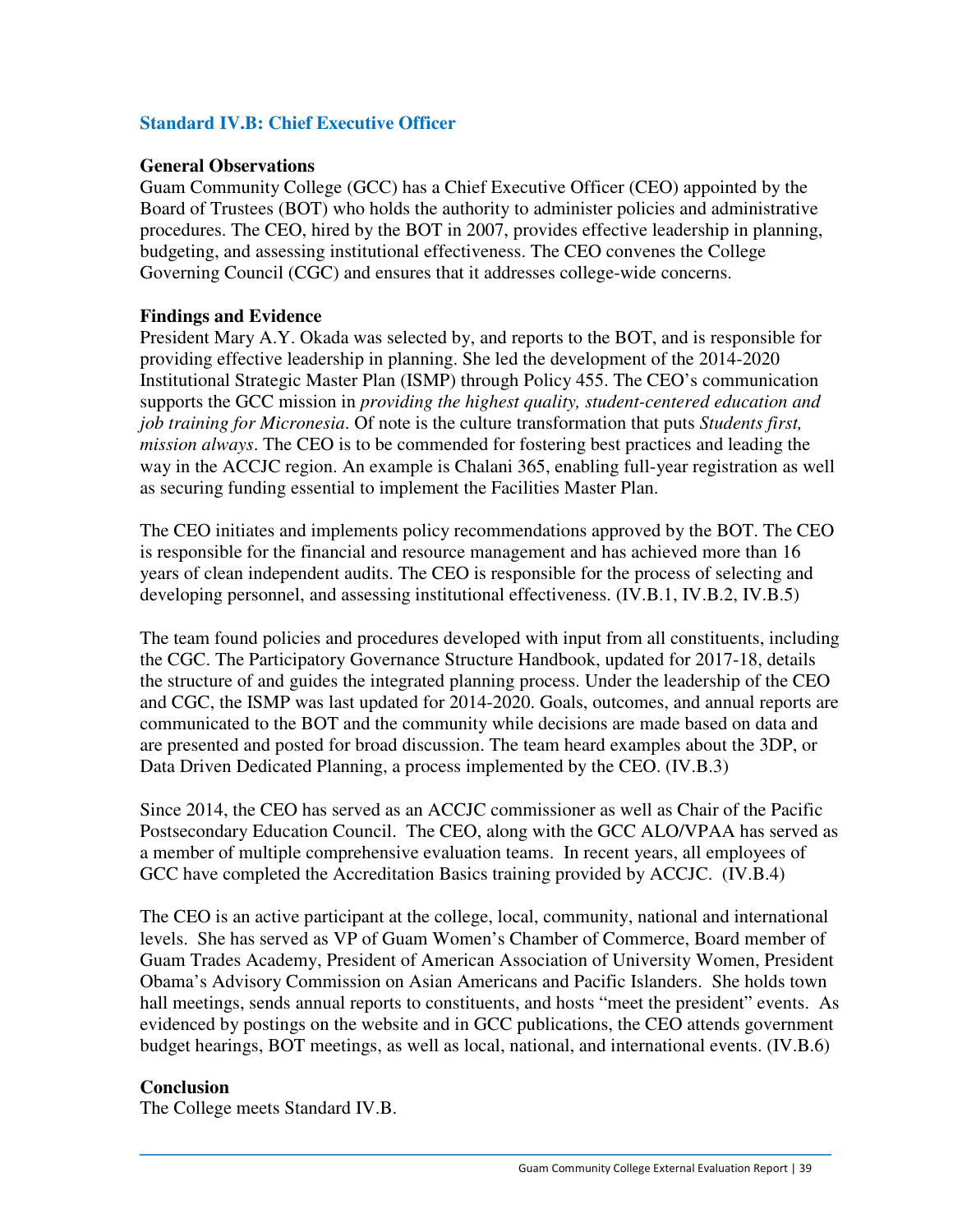## Standard IV.B: Chief Executive Officer

### General Observations

Guam Community College (GCC) has a Chief Executive Officer (CEO) appointed by the Board of Trustees (BOT) who holds the authority to administer policies and administrative procedures. The CEO, hired by the BOT in 2007, provides effective leadership in planning, budgeting, and assessing institutional effectiveness. The CEO convenes the College Governing Council (CGC) and ensures that it addresses college-wide concerns.

### Findings and Evidence

President Mary A.Y. Okada was selected by, and reports to the BOT, and is responsible for providing effective leadership in planning. She led the development of the 2014-2020 Institutional Strategic Master Plan (ISMP) through Policy 455. The CEO's communication supports the GCC mission in *providing the highest quality, student-centered education and job training for Micronesia*. Of note is the culture transformation that puts *Students first, mission always*. The CEO is to be commended for fostering best practices and leading the way in the ACCJC region. An example is Chalani 365, enabling full-year registration as well as securing funding essential to implement the Facilities Master Plan.

The CEO initiates and implements policy recommendations approved by the BOT. The CEO is responsible for the financial and resource management and has achieved more than 16 years of clean independent audits. The CEO is responsible for the process of selecting and developing personnel, and assessing institutional effectiveness. (IV.B.1, IV.B.2, IV.B.5)

The team found policies and procedures developed with input from all constituents, including the CGC. The Participatory Governance Structure Handbook, updated for 2017-18, details the structure of and guides the integrated planning process. Under the leadership of the CEO and CGC, the ISMP was last updated for 2014-2020. Goals, outcomes, and annual reports are communicated to the BOT and the community while decisions are made based on data and are presented and posted for broad discussion. The team heard examples about the 3DP, or Data Driven Dedicated Planning, a process implemented by the CEO. (IV.B.3)

Since 2014, the CEO has served as an ACCJC commissioner as well as Chair of the Pacific Postsecondary Education Council. The CEO, along with the GCC ALO/VPAA has served as a member of multiple comprehensive evaluation teams. In recent years, all employees of GCC have completed the Accreditation Basics training provided by ACCJC. (IV.B.4)

The CEO is an active participant at the college, local, community, national and international levels. She has served as VP of Guam Women's Chamber of Commerce, Board member of Guam Trades Academy, President of American Association of University Women, President Obama's Advisory Commission on Asian Americans and Pacific Islanders. She holds town hall meetings, sends annual reports to constituents, and hosts "meet the president" events. As evidenced by postings on the website and in GCC publications, the CEO attends government budget hearings, BOT meetings, as well as local, national, and international events. (IV.B.6)

### Conclusion

The College meets Standard IV.B.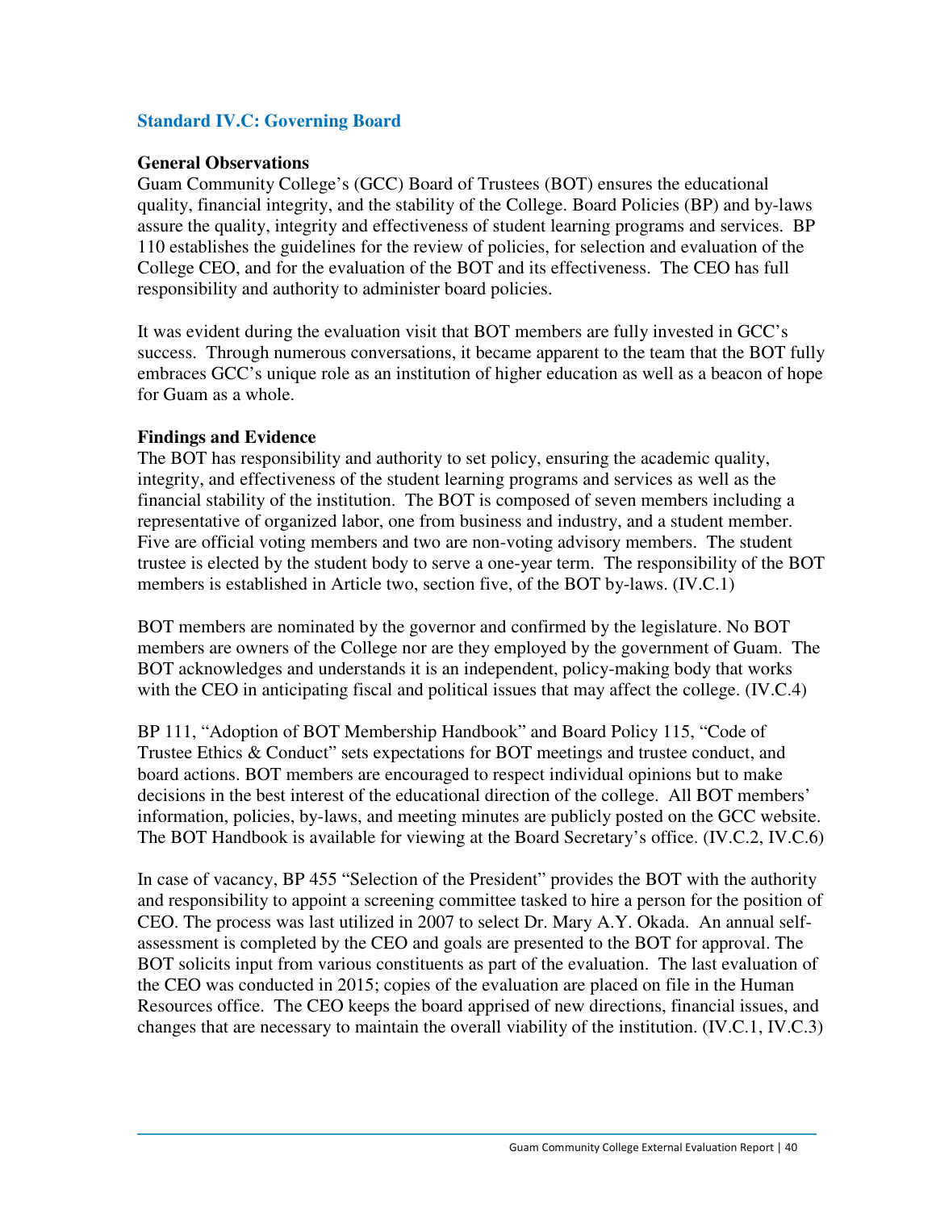## Standard IV.C: Governing Board

**General Observations**

Guam Community College's (GCC) Board of Trustees (BOT) ensures the educational quality, financial integrity, and the stability of the College. Board Policies (BP) and by-laws assure the quality, integrity and effectiveness of student learning programs and services. BP 110 establishes the guidelines for the review of policies, for selection and evaluation of the College CEO, and for the evaluation of the BOT and its effectiveness. The CEO has full responsibility and authority to administer board policies.

It was evident during the evaluation visit that BOT members are fully invested in GCC's success. Through numerous conversations, it became apparent to the team that the BOT fully embraces GCC's unique role as an institution of higher education as well as a beacon of hope for Guam as a whole.

**Findings and Evidence**

The BOT has responsibility and authority to set policy, ensuring the academic quality, integrity, and effectiveness of the student learning programs and services as well as the financial stability of the institution. The BOT is composed of seven members including a representative of organized labor, one from business and industry, and a student member. Five are official voting members and two are non-voting advisory members. The student trustee is elected by the student body to serve a one-year term. The responsibility of the BOT members is established in Article two, section five, of the BOT by-laws. (IV.C.1)

BOT members are nominated by the governor and confirmed by the legislature. No BOT members are owners of the College nor are they employed by the government of Guam. The BOT acknowledges and understands it is an independent, policy-making body that works with the CEO in anticipating fiscal and political issues that may affect the college. (IV.C.4)

BP 111, "Adoption of BOT Membership Handbook" and Board Policy 115, "Code of Trustee Ethics & Conduct" sets expectations for BOT meetings and trustee conduct, and board actions. BOT members are encouraged to respect individual opinions but to make decisions in the best interest of the educational direction of the college. All BOT members' information, policies, by-laws, and meeting minutes are publicly posted on the GCC website. The BOT Handbook is available for viewing at the Board Secretary's office. (IV.C.2, IV.C.6)

In case of vacancy, BP 455 "Selection of the President" provides the BOT with the authority and responsibility to appoint a screening committee tasked to hire a person for the position of CEO. The process was last utilized in 2007 to select Dr. Mary A.Y. Okada. An annual self-assessment is completed by the CEO and goals are presented to the BOT for approval. The BOT solicits input from various constituents as part of the evaluation. The last evaluation of the CEO was conducted in 2015; copies of the evaluation are placed on file in the Human Resources office. The CEO keeps the board apprised of new directions, financial issues, and changes that are necessary to maintain the overall viability of the institution. (IV.C.1, IV.C.3)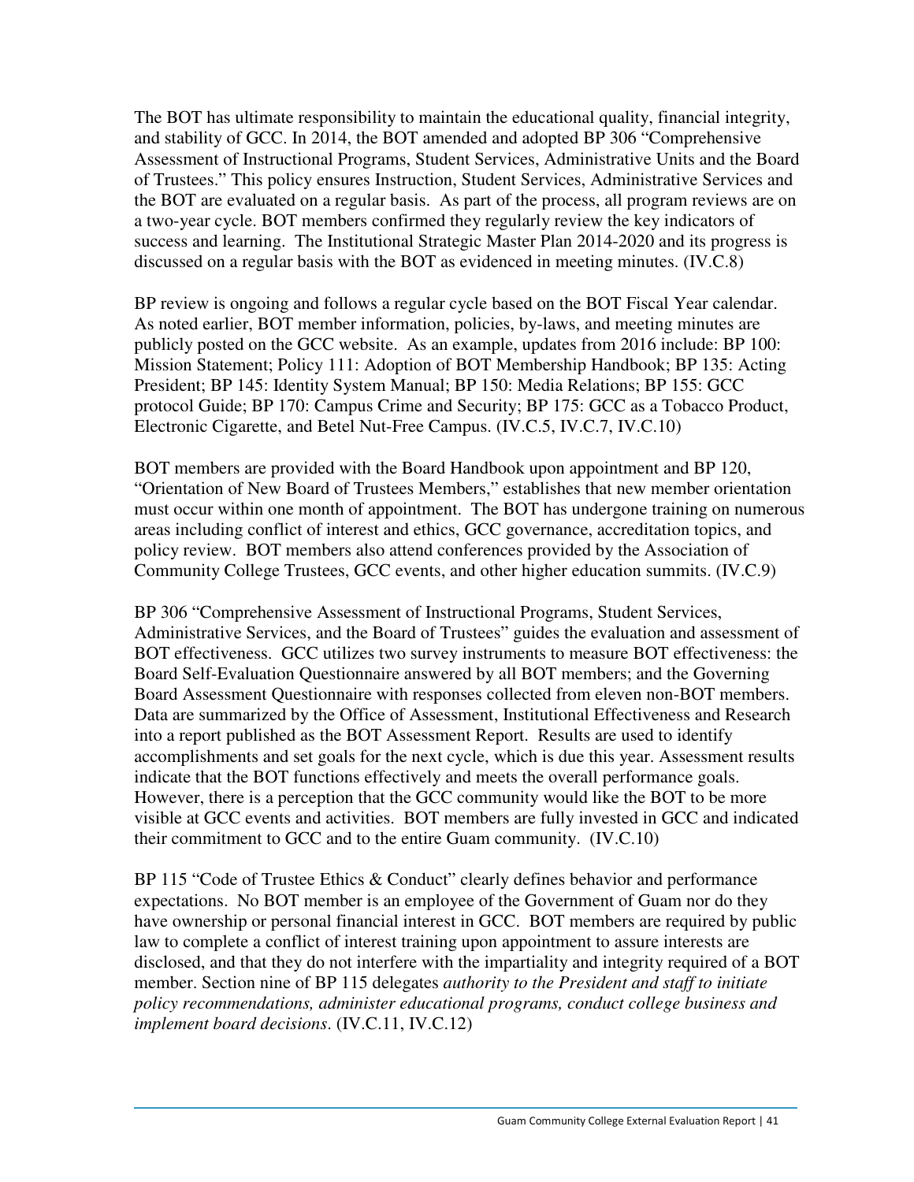The BOT has ultimate responsibility to maintain the educational quality, financial integrity, and stability of GCC. In 2014, the BOT amended and adopted BP 306 "Comprehensive Assessment of Instructional Programs, Student Services, Administrative Units and the Board of Trustees." This policy ensures Instruction, Student Services, Administrative Services and the BOT are evaluated on a regular basis. As part of the process, all program reviews are on a two-year cycle. BOT members confirmed they regularly review the key indicators of success and learning. The Institutional Strategic Master Plan 2014-2020 and its progress is discussed on a regular basis with the BOT as evidenced in meeting minutes. (IV.C.8)

BP review is ongoing and follows a regular cycle based on the BOT Fiscal Year calendar. As noted earlier, BOT member information, policies, by-laws, and meeting minutes are publicly posted on the GCC website. As an example, updates from 2016 include: BP 100: Mission Statement; Policy 111: Adoption of BOT Membership Handbook; BP 135: Acting President; BP 145: Identity System Manual; BP 150: Media Relations; BP 155: GCC protocol Guide; BP 170: Campus Crime and Security; BP 175: GCC as a Tobacco Product, Electronic Cigarette, and Betel Nut-Free Campus. (IV.C.5, IV.C.7, IV.C.10)

BOT members are provided with the Board Handbook upon appointment and BP 120, "Orientation of New Board of Trustees Members," establishes that new member orientation must occur within one month of appointment. The BOT has undergone training on numerous areas including conflict of interest and ethics, GCC governance, accreditation topics, and policy review. BOT members also attend conferences provided by the Association of Community College Trustees, GCC events, and other higher education summits. (IV.C.9)

BP 306 "Comprehensive Assessment of Instructional Programs, Student Services, Administrative Services, and the Board of Trustees" guides the evaluation and assessment of BOT effectiveness. GCC utilizes two survey instruments to measure BOT effectiveness: the Board Self-Evaluation Questionnaire answered by all BOT members; and the Governing Board Assessment Questionnaire with responses collected from eleven non-BOT members. Data are summarized by the Office of Assessment, Institutional Effectiveness and Research into a report published as the BOT Assessment Report. Results are used to identify accomplishments and set goals for the next cycle, which is due this year. Assessment results indicate that the BOT functions effectively and meets the overall performance goals. However, there is a perception that the GCC community would like the BOT to be more visible at GCC events and activities. BOT members are fully invested in GCC and indicated their commitment to GCC and to the entire Guam community. (IV.C.10)

BP 115 "Code of Trustee Ethics & Conduct" clearly defines behavior and performance expectations. No BOT member is an employee of the Government of Guam nor do they have ownership or personal financial interest in GCC. BOT members are required by public law to complete a conflict of interest training upon appointment to assure interests are disclosed, and that they do not interfere with the impartiality and integrity required of a BOT member. Section nine of BP 115 delegates *authority to the President and staff to initiate policy recommendations, administer educational programs, conduct college business and implement board decisions*. (IV.C.11, IV.C.12)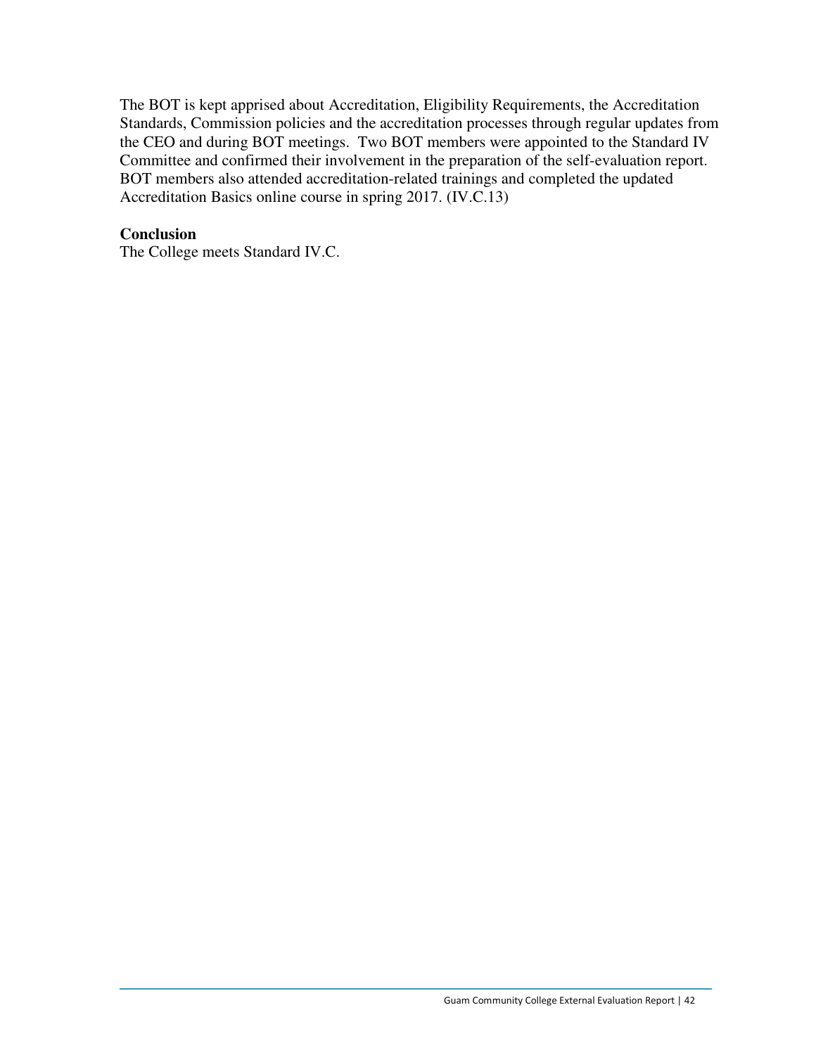The BOT is kept apprised about Accreditation, Eligibility Requirements, the Accreditation Standards, Commission policies and the accreditation processes through regular updates from the CEO and during BOT meetings. Two BOT members were appointed to the Standard IV Committee and confirmed their involvement in the preparation of the self-evaluation report. BOT members also attended accreditation-related trainings and completed the updated Accreditation Basics online course in spring 2017. (IV.C.13)

**Conclusion**
The College meets Standard IV.C.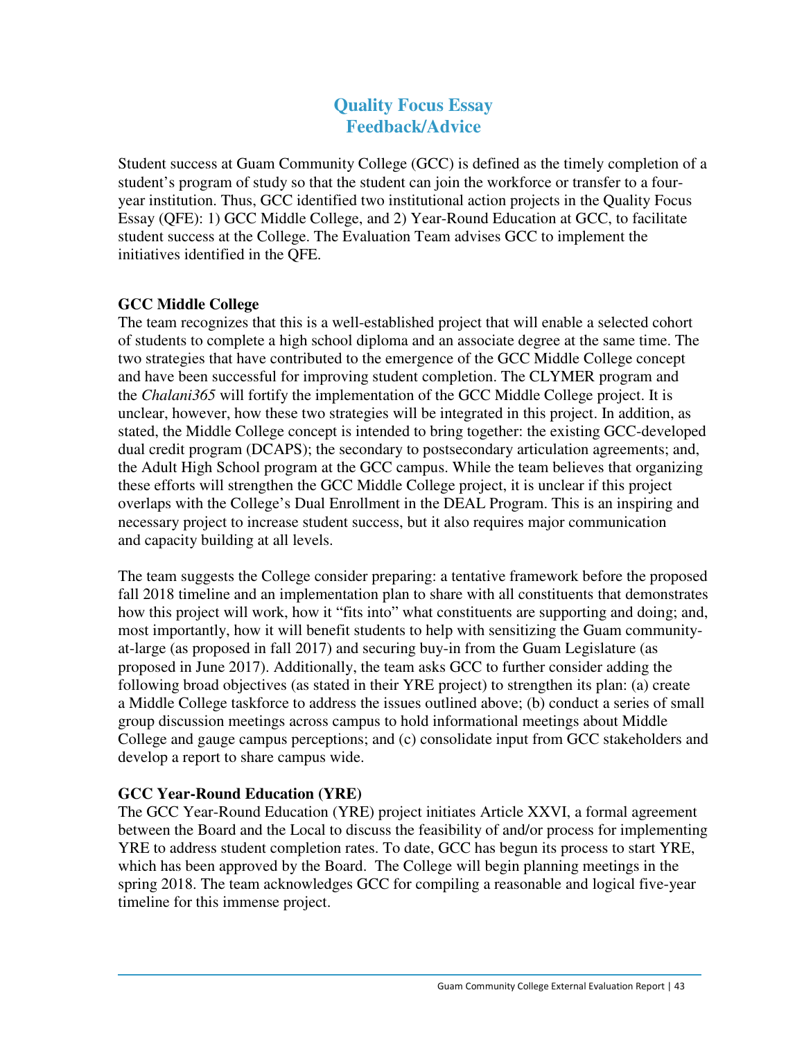# Quality Focus Essay
# Feedback/Advice

Student success at Guam Community College (GCC) is defined as the timely completion of a student's program of study so that the student can join the workforce or transfer to a four-year institution. Thus, GCC identified two institutional action projects in the Quality Focus Essay (QFE): 1) GCC Middle College, and 2) Year-Round Education at GCC, to facilitate student success at the College. The Evaluation Team advises GCC to implement the initiatives identified in the QFE.

**GCC Middle College**

The team recognizes that this is a well-established project that will enable a selected cohort of students to complete a high school diploma and an associate degree at the same time. The two strategies that have contributed to the emergence of the GCC Middle College concept and have been successful for improving student completion. The CLYMER program and the *Chalani365* will fortify the implementation of the GCC Middle College project. It is unclear, however, how these two strategies will be integrated in this project. In addition, as stated, the Middle College concept is intended to bring together: the existing GCC-developed dual credit program (DCAPS); the secondary to postsecondary articulation agreements; and, the Adult High School program at the GCC campus. While the team believes that organizing these efforts will strengthen the GCC Middle College project, it is unclear if this project overlaps with the College's Dual Enrollment in the DEAL Program. This is an inspiring and necessary project to increase student success, but it also requires major communication and capacity building at all levels.

The team suggests the College consider preparing: a tentative framework before the proposed fall 2018 timeline and an implementation plan to share with all constituents that demonstrates how this project will work, how it "fits into" what constituents are supporting and doing; and, most importantly, how it will benefit students to help with sensitizing the Guam community-at-large (as proposed in fall 2017) and securing buy-in from the Guam Legislature (as proposed in June 2017). Additionally, the team asks GCC to further consider adding the following broad objectives (as stated in their YRE project) to strengthen its plan: (a) create a Middle College taskforce to address the issues outlined above; (b) conduct a series of small group discussion meetings across campus to hold informational meetings about Middle College and gauge campus perceptions; and (c) consolidate input from GCC stakeholders and develop a report to share campus wide.

**GCC Year-Round Education (YRE)**

The GCC Year-Round Education (YRE) project initiates Article XXVI, a formal agreement between the Board and the Local to discuss the feasibility of and/or process for implementing YRE to address student completion rates. To date, GCC has begun its process to start YRE, which has been approved by the Board. The College will begin planning meetings in the spring 2018. The team acknowledges GCC for compiling a reasonable and logical five-year timeline for this immense project.